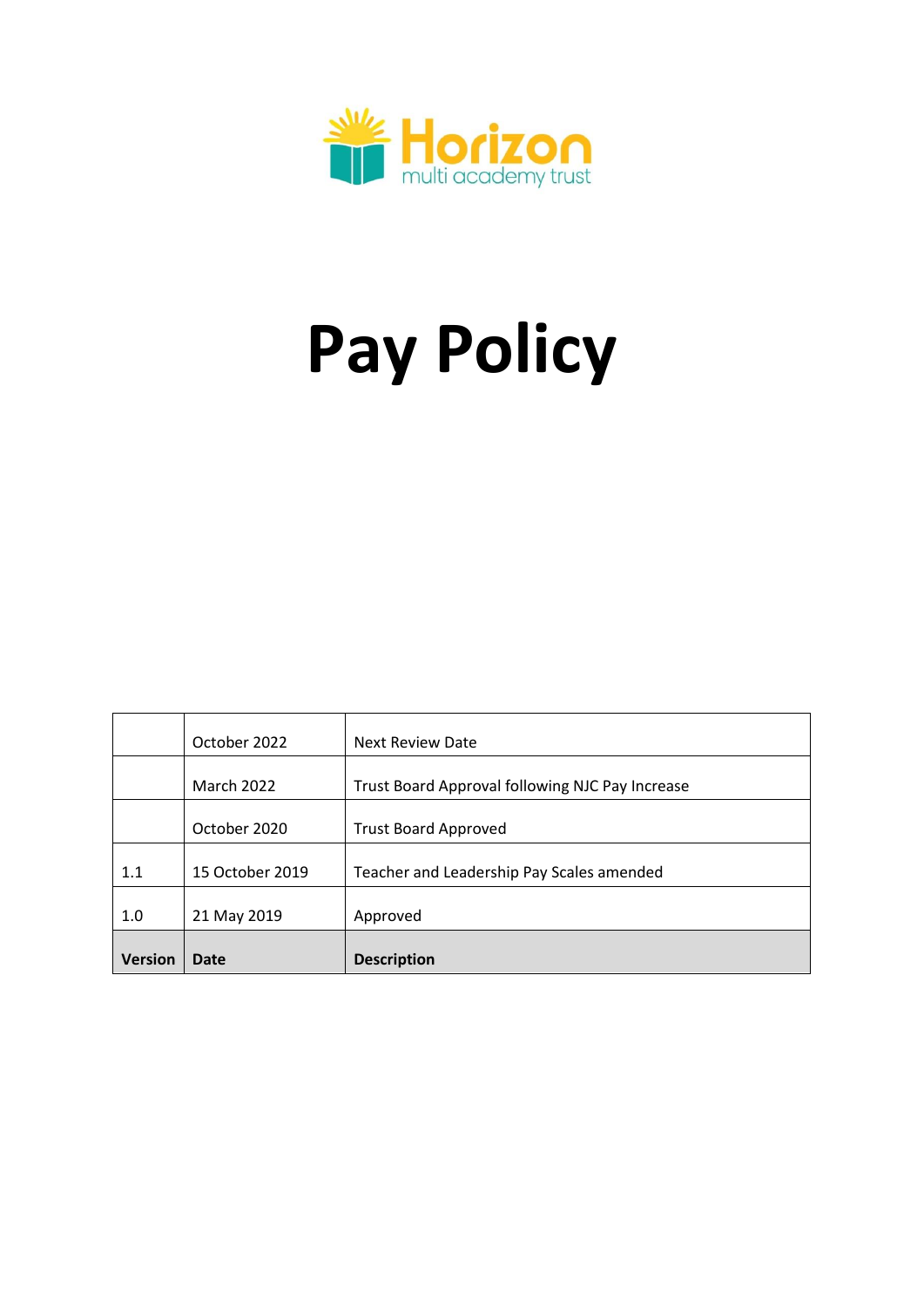Horizon
multi academy trust

# Pay Policy

| Version | Date | Description |
|---|---|---|
| | October 2022 | Next Review Date |
| | March 2022 | Trust Board Approval following NJC Pay Increase |
| | October 2020 | Trust Board Approved |
| 1.1 | 15 October 2019 | Teacher and Leadership Pay Scales amended |
| 1.0 | 21 May 2019 | Approved |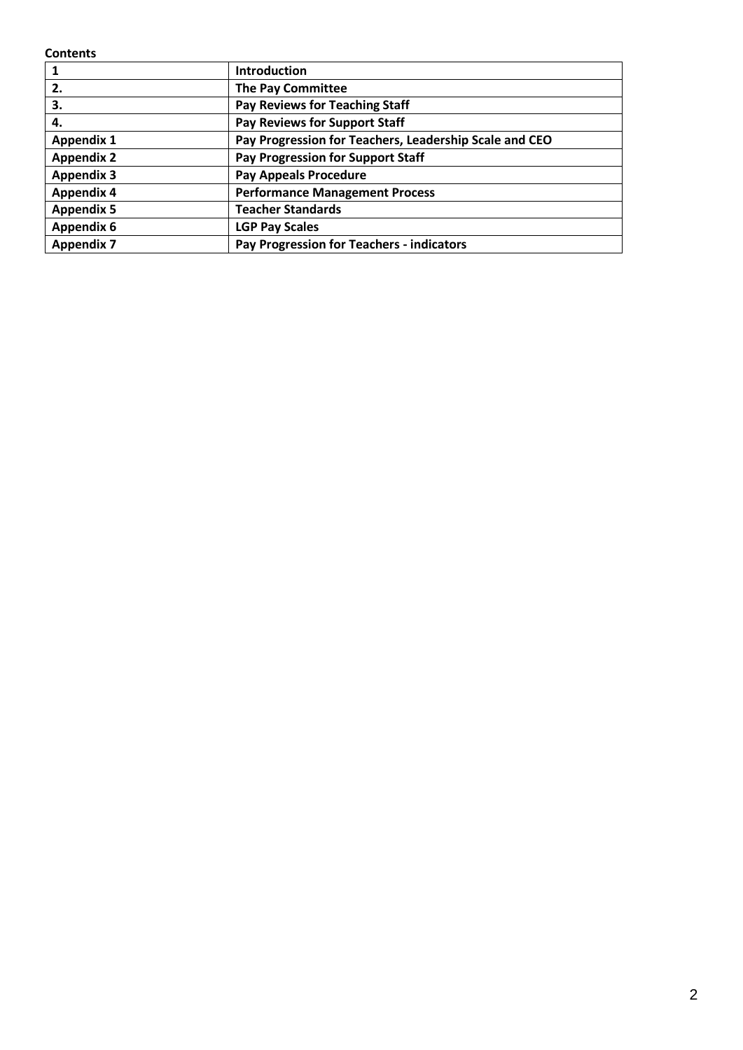**Contents**

| 1 | **Introduction** |
|---|---|
| **2.** | **The Pay Committee** |
| **3.** | **Pay Reviews for Teaching Staff** |
| **4.** | **Pay Reviews for Support Staff** |
| **Appendix 1** | **Pay Progression for Teachers, Leadership Scale and CEO** |
| **Appendix 2** | **Pay Progression for Support Staff** |
| **Appendix 3** | **Pay Appeals Procedure** |
| **Appendix 4** | **Performance Management Process** |
| **Appendix 5** | **Teacher Standards** |
| **Appendix 6** | **LGP Pay Scales** |
| **Appendix 7** | **Pay Progression for Teachers - indicators** |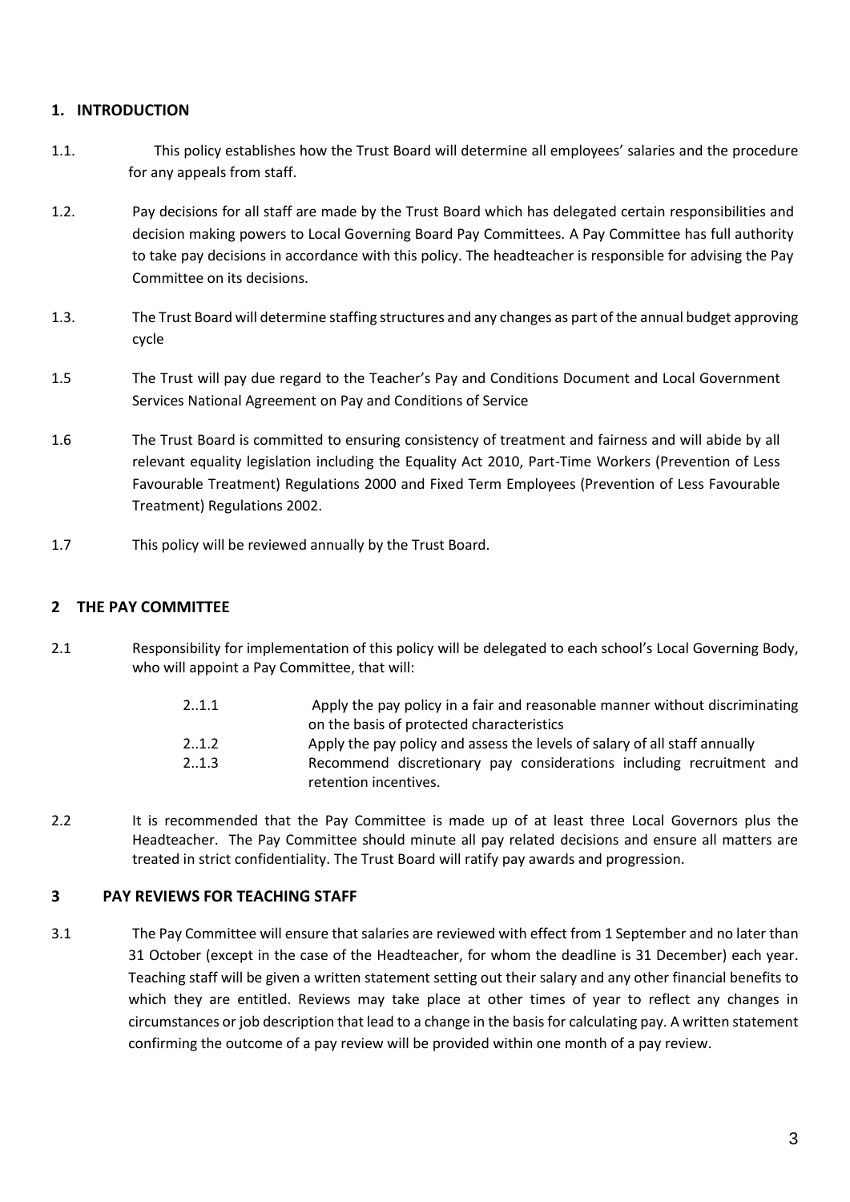## 1. INTRODUCTION

1.1. This policy establishes how the Trust Board will determine all employees' salaries and the procedure for any appeals from staff.

1.2. Pay decisions for all staff are made by the Trust Board which has delegated certain responsibilities and decision making powers to Local Governing Board Pay Committees. A Pay Committee has full authority to take pay decisions in accordance with this policy. The headteacher is responsible for advising the Pay Committee on its decisions.

1.3. The Trust Board will determine staffing structures and any changes as part of the annual budget approving cycle

1.5 The Trust will pay due regard to the Teacher's Pay and Conditions Document and Local Government Services National Agreement on Pay and Conditions of Service

1.6 The Trust Board is committed to ensuring consistency of treatment and fairness and will abide by all relevant equality legislation including the Equality Act 2010, Part-Time Workers (Prevention of Less Favourable Treatment) Regulations 2000 and Fixed Term Employees (Prevention of Less Favourable Treatment) Regulations 2002.

1.7 This policy will be reviewed annually by the Trust Board.

## 2 THE PAY COMMITTEE

2.1 Responsibility for implementation of this policy will be delegated to each school's Local Governing Body, who will appoint a Pay Committee, that will:

2..1.1 Apply the pay policy in a fair and reasonable manner without discriminating on the basis of protected characteristics

2..1.2 Apply the pay policy and assess the levels of salary of all staff annually

2..1.3 Recommend discretionary pay considerations including recruitment and retention incentives.

2.2 It is recommended that the Pay Committee is made up of at least three Local Governors plus the Headteacher. The Pay Committee should minute all pay related decisions and ensure all matters are treated in strict confidentiality. The Trust Board will ratify pay awards and progression.

## 3 PAY REVIEWS FOR TEACHING STAFF

3.1 The Pay Committee will ensure that salaries are reviewed with effect from 1 September and no later than 31 October (except in the case of the Headteacher, for whom the deadline is 31 December) each year. Teaching staff will be given a written statement setting out their salary and any other financial benefits to which they are entitled. Reviews may take place at other times of year to reflect any changes in circumstances or job description that lead to a change in the basis for calculating pay. A written statement confirming the outcome of a pay review will be provided within one month of a pay review.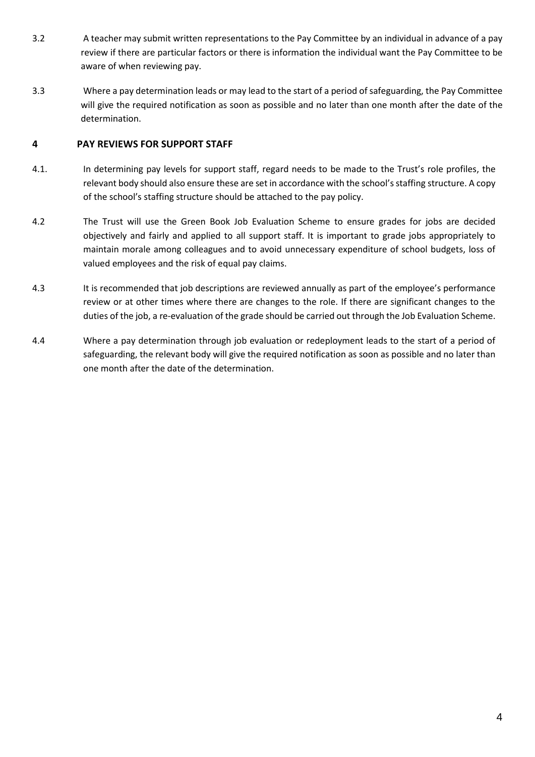3.2 A teacher may submit written representations to the Pay Committee by an individual in advance of a pay review if there are particular factors or there is information the individual want the Pay Committee to be aware of when reviewing pay.

3.3 Where a pay determination leads or may lead to the start of a period of safeguarding, the Pay Committee will give the required notification as soon as possible and no later than one month after the date of the determination.

## 4 PAY REVIEWS FOR SUPPORT STAFF

4.1. In determining pay levels for support staff, regard needs to be made to the Trust's role profiles, the relevant body should also ensure these are set in accordance with the school's staffing structure. A copy of the school's staffing structure should be attached to the pay policy.

4.2 The Trust will use the Green Book Job Evaluation Scheme to ensure grades for jobs are decided objectively and fairly and applied to all support staff. It is important to grade jobs appropriately to maintain morale among colleagues and to avoid unnecessary expenditure of school budgets, loss of valued employees and the risk of equal pay claims.

4.3 It is recommended that job descriptions are reviewed annually as part of the employee's performance review or at other times where there are changes to the role. If there are significant changes to the duties of the job, a re-evaluation of the grade should be carried out through the Job Evaluation Scheme.

4.4 Where a pay determination through job evaluation or redeployment leads to the start of a period of safeguarding, the relevant body will give the required notification as soon as possible and no later than one month after the date of the determination.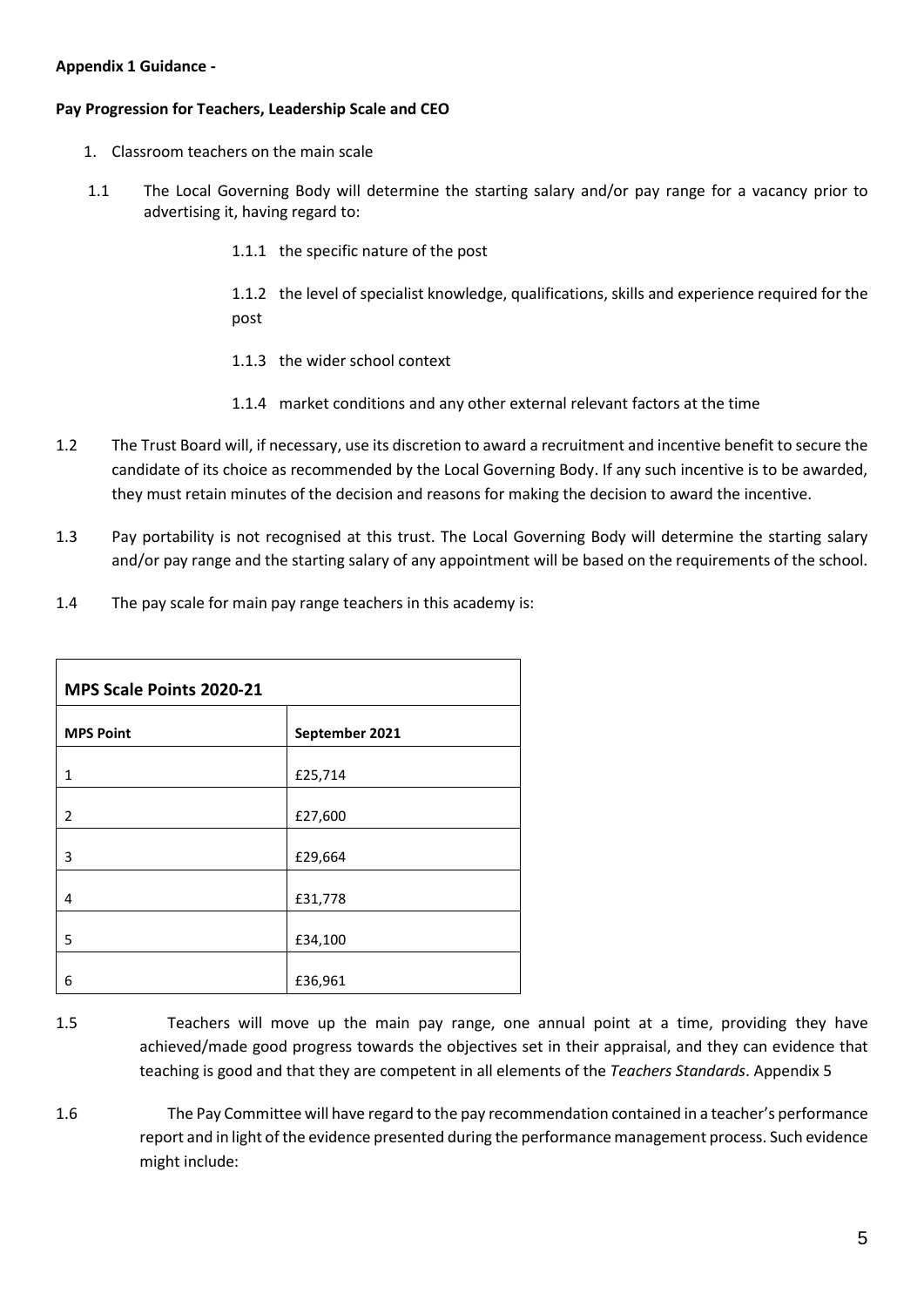**Appendix 1 Guidance -**

**Pay Progression for Teachers, Leadership Scale and CEO**

1. Classroom teachers on the main scale

1.1 The Local Governing Body will determine the starting salary and/or pay range for a vacancy prior to advertising it, having regard to:

1.1.1 the specific nature of the post

1.1.2 the level of specialist knowledge, qualifications, skills and experience required for the post

1.1.3 the wider school context

1.1.4 market conditions and any other external relevant factors at the time

1.2 The Trust Board will, if necessary, use its discretion to award a recruitment and incentive benefit to secure the candidate of its choice as recommended by the Local Governing Body. If any such incentive is to be awarded, they must retain minutes of the decision and reasons for making the decision to award the incentive.

1.3 Pay portability is not recognised at this trust. The Local Governing Body will determine the starting salary and/or pay range and the starting salary of any appointment will be based on the requirements of the school.

1.4 The pay scale for main pay range teachers in this academy is:

| **MPS Scale Points 2020-21** | |
|---|---|
| **MPS Point** | **September 2021** |
| 1 | £25,714 |
| 2 | £27,600 |
| 3 | £29,664 |
| 4 | £31,778 |
| 5 | £34,100 |
| 6 | £36,961 |

1.5 Teachers will move up the main pay range, one annual point at a time, providing they have achieved/made good progress towards the objectives set in their appraisal, and they can evidence that teaching is good and that they are competent in all elements of the *Teachers Standards*. Appendix 5

1.6 The Pay Committee will have regard to the pay recommendation contained in a teacher's performance report and in light of the evidence presented during the performance management process. Such evidence might include: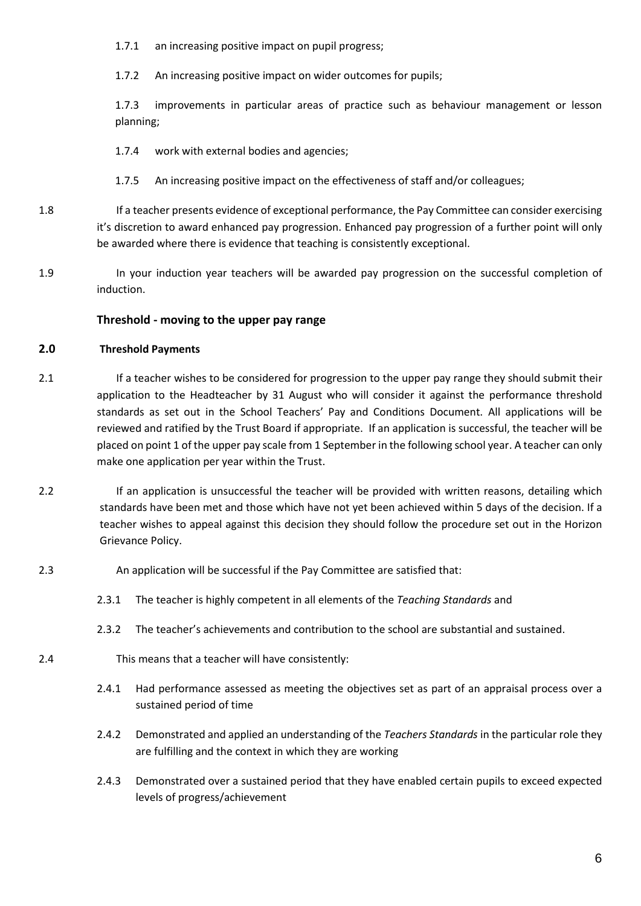1.7.1 an increasing positive impact on pupil progress;

1.7.2 An increasing positive impact on wider outcomes for pupils;

1.7.3 improvements in particular areas of practice such as behaviour management or lesson planning;

1.7.4 work with external bodies and agencies;

1.7.5 An increasing positive impact on the effectiveness of staff and/or colleagues;

1.8 If a teacher presents evidence of exceptional performance, the Pay Committee can consider exercising it's discretion to award enhanced pay progression. Enhanced pay progression of a further point will only be awarded where there is evidence that teaching is consistently exceptional.

1.9 In your induction year teachers will be awarded pay progression on the successful completion of induction.

### Threshold - moving to the upper pay range

**2.0 Threshold Payments**

2.1 If a teacher wishes to be considered for progression to the upper pay range they should submit their application to the Headteacher by 31 August who will consider it against the performance threshold standards as set out in the School Teachers' Pay and Conditions Document. All applications will be reviewed and ratified by the Trust Board if appropriate. If an application is successful, the teacher will be placed on point 1 of the upper pay scale from 1 September in the following school year. A teacher can only make one application per year within the Trust.

2.2 If an application is unsuccessful the teacher will be provided with written reasons, detailing which standards have been met and those which have not yet been achieved within 5 days of the decision. If a teacher wishes to appeal against this decision they should follow the procedure set out in the Horizon Grievance Policy.

2.3 An application will be successful if the Pay Committee are satisfied that:

2.3.1 The teacher is highly competent in all elements of the *Teaching Standards* and

2.3.2 The teacher's achievements and contribution to the school are substantial and sustained.

2.4 This means that a teacher will have consistently:

2.4.1 Had performance assessed as meeting the objectives set as part of an appraisal process over a sustained period of time

2.4.2 Demonstrated and applied an understanding of the *Teachers Standards* in the particular role they are fulfilling and the context in which they are working

2.4.3 Demonstrated over a sustained period that they have enabled certain pupils to exceed expected levels of progress/achievement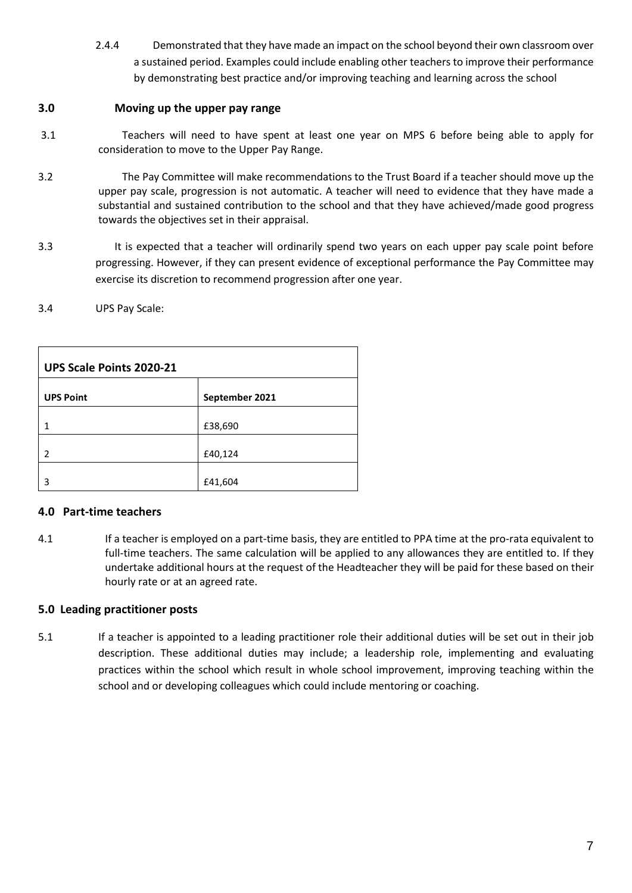2.4.4 Demonstrated that they have made an impact on the school beyond their own classroom over a sustained period. Examples could include enabling other teachers to improve their performance by demonstrating best practice and/or improving teaching and learning across the school

## 3.0 Moving up the upper pay range

3.1 Teachers will need to have spent at least one year on MPS 6 before being able to apply for consideration to move to the Upper Pay Range.

3.2 The Pay Committee will make recommendations to the Trust Board if a teacher should move up the upper pay scale, progression is not automatic. A teacher will need to evidence that they have made a substantial and sustained contribution to the school and that they have achieved/made good progress towards the objectives set in their appraisal.

3.3 It is expected that a teacher will ordinarily spend two years on each upper pay scale point before progressing. However, if they can present evidence of exceptional performance the Pay Committee may exercise its discretion to recommend progression after one year.

3.4 UPS Pay Scale:

| **UPS Scale Points 2020-21** | |
|---|---|
| **UPS Point** | **September 2021** |
| 1 | £38,690 |
| 2 | £40,124 |
| 3 | £41,604 |

## 4.0 Part-time teachers

4.1 If a teacher is employed on a part-time basis, they are entitled to PPA time at the pro-rata equivalent to full-time teachers. The same calculation will be applied to any allowances they are entitled to. If they undertake additional hours at the request of the Headteacher they will be paid for these based on their hourly rate or at an agreed rate.

## 5.0 Leading practitioner posts

5.1 If a teacher is appointed to a leading practitioner role their additional duties will be set out in their job description. These additional duties may include; a leadership role, implementing and evaluating practices within the school which result in whole school improvement, improving teaching within the school and or developing colleagues which could include mentoring or coaching.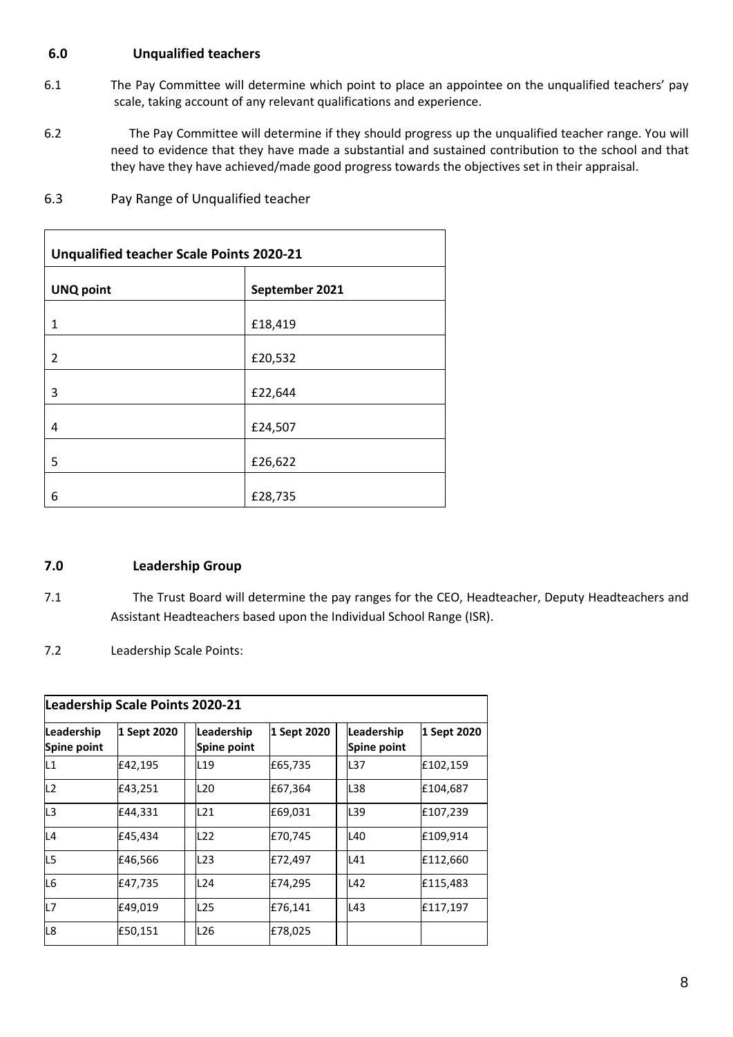## 6.0 Unqualified teachers

6.1 The Pay Committee will determine which point to place an appointee on the unqualified teachers' pay scale, taking account of any relevant qualifications and experience.

6.2 The Pay Committee will determine if they should progress up the unqualified teacher range. You will need to evidence that they have made a substantial and sustained contribution to the school and that they have they have achieved/made good progress towards the objectives set in their appraisal.

6.3 Pay Range of Unqualified teacher

| Unqualified teacher Scale Points 2020-21 | |
|---|---|
| **UNQ point** | **September 2021** |
| 1 | £18,419 |
| 2 | £20,532 |
| 3 | £22,644 |
| 4 | £24,507 |
| 5 | £26,622 |
| 6 | £28,735 |

## 7.0 Leadership Group

7.1 The Trust Board will determine the pay ranges for the CEO, Headteacher, Deputy Headteachers and Assistant Headteachers based upon the Individual School Range (ISR).

7.2 Leadership Scale Points:

| Leadership Scale Points 2020-21 | | | | | |
|---|---|---|---|---|---|
| **Leadership Spine point** | **1 Sept 2020** | **Leadership Spine point** | **1 Sept 2020** | **Leadership Spine point** | **1 Sept 2020** |
| L1 | £42,195 | L19 | £65,735 | L37 | £102,159 |
| L2 | £43,251 | L20 | £67,364 | L38 | £104,687 |
| L3 | £44,331 | L21 | £69,031 | L39 | £107,239 |
| L4 | £45,434 | L22 | £70,745 | L40 | £109,914 |
| L5 | £46,566 | L23 | £72,497 | L41 | £112,660 |
| L6 | £47,735 | L24 | £74,295 | L42 | £115,483 |
| L7 | £49,019 | L25 | £76,141 | L43 | £117,197 |
| L8 | £50,151 | L26 | £78,025 | | |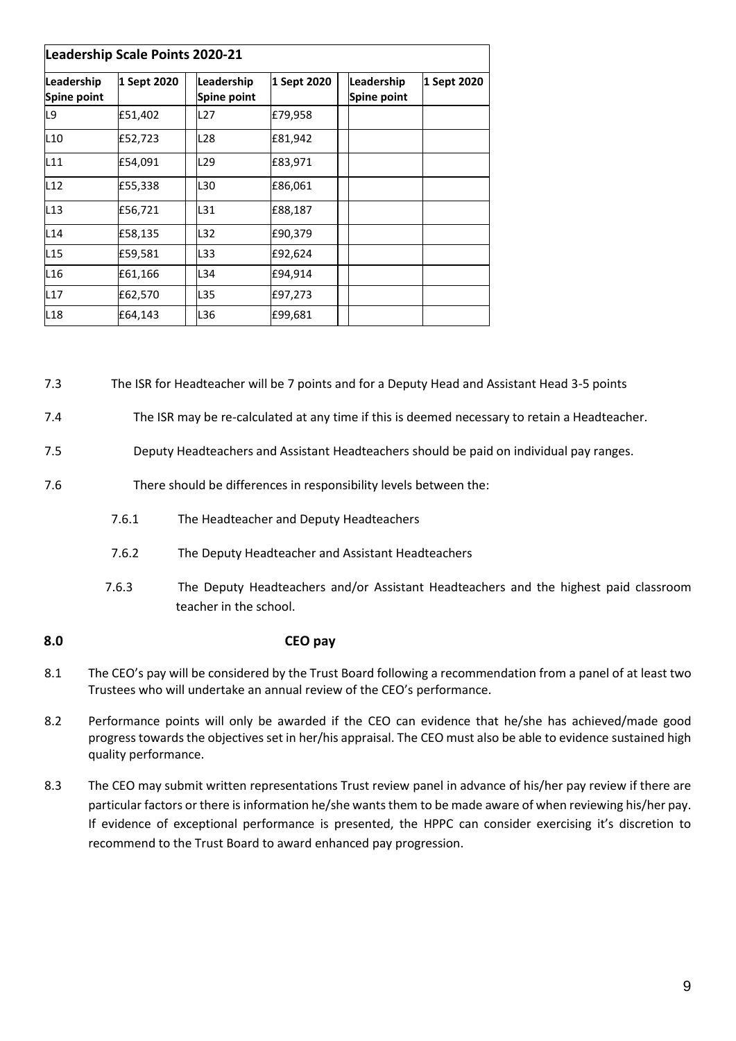| Leadership Scale Points 2020-21 | | | | | |
|---|---|---|---|---|---|
| **Leadership Spine point** | **1 Sept 2020** | **Leadership Spine point** | **1 Sept 2020** | **Leadership Spine point** | **1 Sept 2020** |
| L9 | £51,402 | L27 | £79,958 | | |
| L10 | £52,723 | L28 | £81,942 | | |
| L11 | £54,091 | L29 | £83,971 | | |
| L12 | £55,338 | L30 | £86,061 | | |
| L13 | £56,721 | L31 | £88,187 | | |
| L14 | £58,135 | L32 | £90,379 | | |
| L15 | £59,581 | L33 | £92,624 | | |
| L16 | £61,166 | L34 | £94,914 | | |
| L17 | £62,570 | L35 | £97,273 | | |
| L18 | £64,143 | L36 | £99,681 | | |

7.3 The ISR for Headteacher will be 7 points and for a Deputy Head and Assistant Head 3-5 points

7.4 The ISR may be re-calculated at any time if this is deemed necessary to retain a Headteacher.

7.5 Deputy Headteachers and Assistant Headteachers should be paid on individual pay ranges.

7.6 There should be differences in responsibility levels between the:

7.6.1 The Headteacher and Deputy Headteachers

7.6.2 The Deputy Headteacher and Assistant Headteachers

7.6.3 The Deputy Headteachers and/or Assistant Headteachers and the highest paid classroom teacher in the school.

## 8.0 CEO pay

8.1 The CEO's pay will be considered by the Trust Board following a recommendation from a panel of at least two Trustees who will undertake an annual review of the CEO's performance.

8.2 Performance points will only be awarded if the CEO can evidence that he/she has achieved/made good progress towards the objectives set in her/his appraisal. The CEO must also be able to evidence sustained high quality performance.

8.3 The CEO may submit written representations Trust review panel in advance of his/her pay review if there are particular factors or there is information he/she wants them to be made aware of when reviewing his/her pay. If evidence of exceptional performance is presented, the HPPC can consider exercising it's discretion to recommend to the Trust Board to award enhanced pay progression.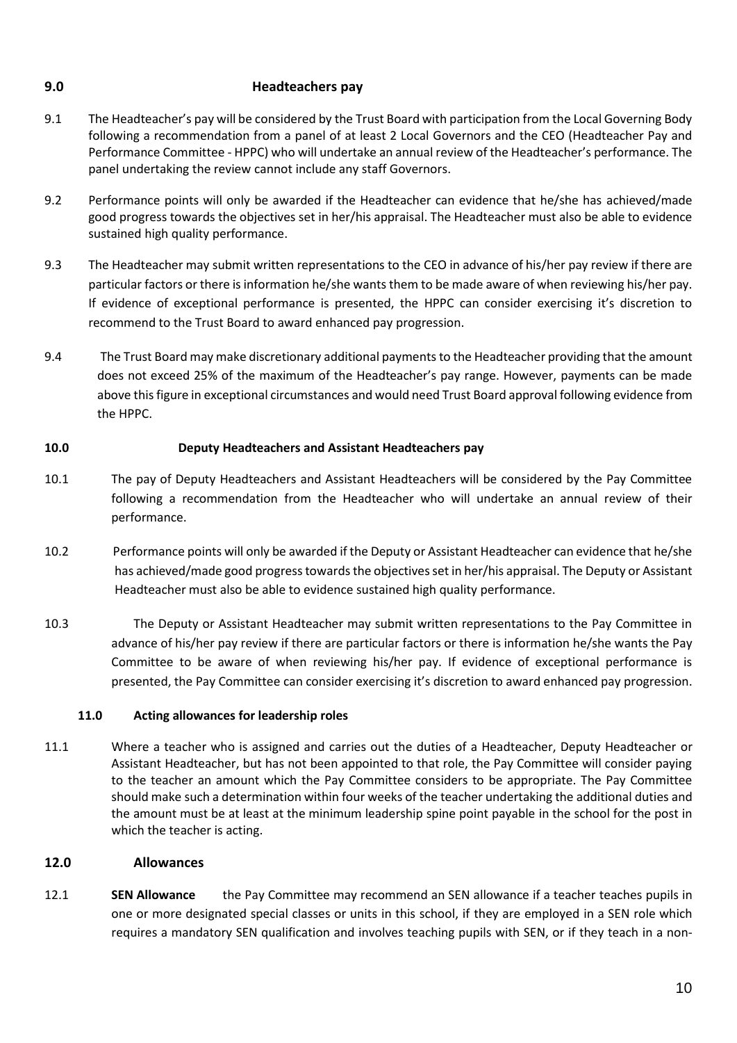## 9.0 Headteachers pay

9.1 The Headteacher's pay will be considered by the Trust Board with participation from the Local Governing Body following a recommendation from a panel of at least 2 Local Governors and the CEO (Headteacher Pay and Performance Committee - HPPC) who will undertake an annual review of the Headteacher's performance. The panel undertaking the review cannot include any staff Governors.

9.2 Performance points will only be awarded if the Headteacher can evidence that he/she has achieved/made good progress towards the objectives set in her/his appraisal. The Headteacher must also be able to evidence sustained high quality performance.

9.3 The Headteacher may submit written representations to the CEO in advance of his/her pay review if there are particular factors or there is information he/she wants them to be made aware of when reviewing his/her pay. If evidence of exceptional performance is presented, the HPPC can consider exercising it's discretion to recommend to the Trust Board to award enhanced pay progression.

9.4 The Trust Board may make discretionary additional payments to the Headteacher providing that the amount does not exceed 25% of the maximum of the Headteacher's pay range. However, payments can be made above this figure in exceptional circumstances and would need Trust Board approval following evidence from the HPPC.

## 10.0 Deputy Headteachers and Assistant Headteachers pay

10.1 The pay of Deputy Headteachers and Assistant Headteachers will be considered by the Pay Committee following a recommendation from the Headteacher who will undertake an annual review of their performance.

10.2 Performance points will only be awarded if the Deputy or Assistant Headteacher can evidence that he/she has achieved/made good progress towards the objectives set in her/his appraisal. The Deputy or Assistant Headteacher must also be able to evidence sustained high quality performance.

10.3 The Deputy or Assistant Headteacher may submit written representations to the Pay Committee in advance of his/her pay review if there are particular factors or there is information he/she wants the Pay Committee to be aware of when reviewing his/her pay. If evidence of exceptional performance is presented, the Pay Committee can consider exercising it's discretion to award enhanced pay progression.

## 11.0 Acting allowances for leadership roles

11.1 Where a teacher who is assigned and carries out the duties of a Headteacher, Deputy Headteacher or Assistant Headteacher, but has not been appointed to that role, the Pay Committee will consider paying to the teacher an amount which the Pay Committee considers to be appropriate. The Pay Committee should make such a determination within four weeks of the teacher undertaking the additional duties and the amount must be at least at the minimum leadership spine point payable in the school for the post in which the teacher is acting.

## 12.0 Allowances

12.1 **SEN Allowance** the Pay Committee may recommend an SEN allowance if a teacher teaches pupils in one or more designated special classes or units in this school, if they are employed in a SEN role which requires a mandatory SEN qualification and involves teaching pupils with SEN, or if they teach in a non-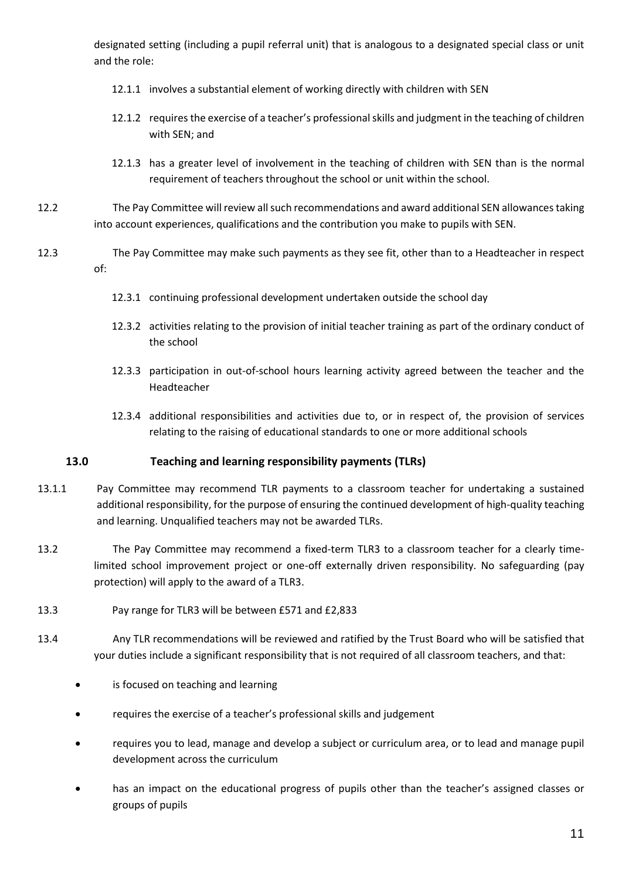designated setting (including a pupil referral unit) that is analogous to a designated special class or unit and the role:

12.1.1 involves a substantial element of working directly with children with SEN

12.1.2 requires the exercise of a teacher's professional skills and judgment in the teaching of children with SEN; and

12.1.3 has a greater level of involvement in the teaching of children with SEN than is the normal requirement of teachers throughout the school or unit within the school.

12.2 The Pay Committee will review all such recommendations and award additional SEN allowances taking into account experiences, qualifications and the contribution you make to pupils with SEN.

12.3 The Pay Committee may make such payments as they see fit, other than to a Headteacher in respect of:

12.3.1 continuing professional development undertaken outside the school day

12.3.2 activities relating to the provision of initial teacher training as part of the ordinary conduct of the school

12.3.3 participation in out-of-school hours learning activity agreed between the teacher and the Headteacher

12.3.4 additional responsibilities and activities due to, or in respect of, the provision of services relating to the raising of educational standards to one or more additional schools

## 13.0 Teaching and learning responsibility payments (TLRs)

13.1.1 Pay Committee may recommend TLR payments to a classroom teacher for undertaking a sustained additional responsibility, for the purpose of ensuring the continued development of high-quality teaching and learning. Unqualified teachers may not be awarded TLRs.

13.2 The Pay Committee may recommend a fixed-term TLR3 to a classroom teacher for a clearly time-limited school improvement project or one-off externally driven responsibility. No safeguarding (pay protection) will apply to the award of a TLR3.

13.3 Pay range for TLR3 will be between £571 and £2,833

13.4 Any TLR recommendations will be reviewed and ratified by the Trust Board who will be satisfied that your duties include a significant responsibility that is not required of all classroom teachers, and that:

- is focused on teaching and learning
- requires the exercise of a teacher's professional skills and judgement
- requires you to lead, manage and develop a subject or curriculum area, or to lead and manage pupil development across the curriculum
- has an impact on the educational progress of pupils other than the teacher's assigned classes or groups of pupils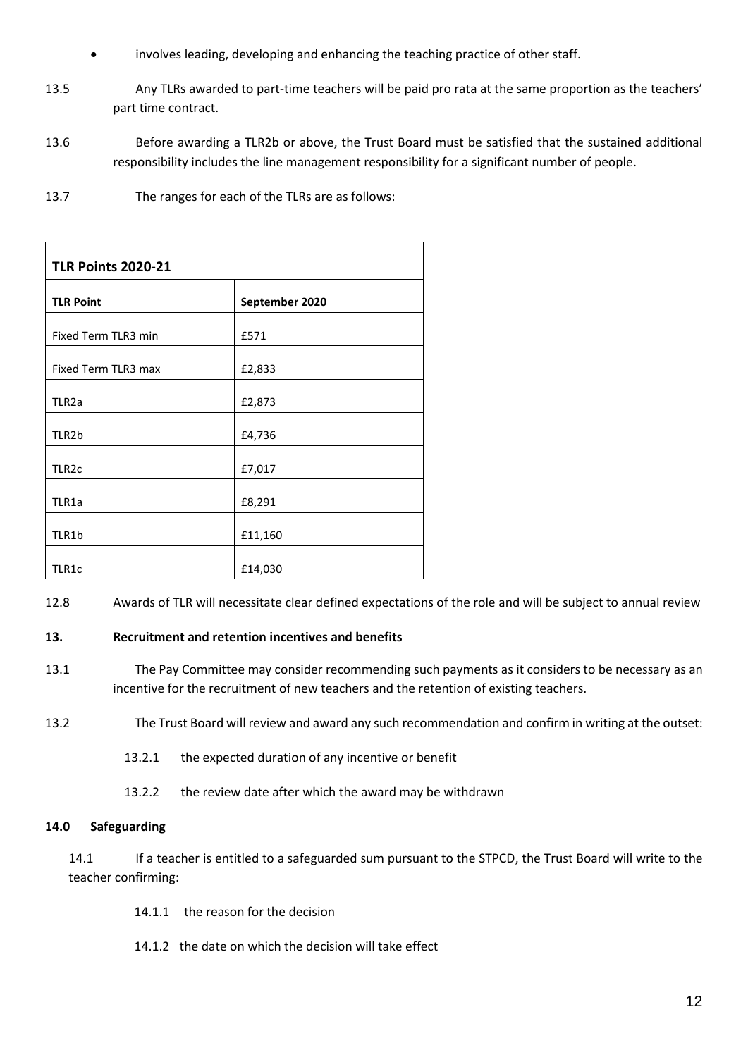- involves leading, developing and enhancing the teaching practice of other staff.

13.5 Any TLRs awarded to part-time teachers will be paid pro rata at the same proportion as the teachers' part time contract.

13.6 Before awarding a TLR2b or above, the Trust Board must be satisfied that the sustained additional responsibility includes the line management responsibility for a significant number of people.

13.7 The ranges for each of the TLRs are as follows:

| **TLR Points 2020-21** | |
|---|---|
| **TLR Point** | **September 2020** |
| Fixed Term TLR3 min | £571 |
| Fixed Term TLR3 max | £2,833 |
| TLR2a | £2,873 |
| TLR2b | £4,736 |
| TLR2c | £7,017 |
| TLR1a | £8,291 |
| TLR1b | £11,160 |
| TLR1c | £14,030 |

12.8 Awards of TLR will necessitate clear defined expectations of the role and will be subject to annual review

**13. Recruitment and retention incentives and benefits**

13.1 The Pay Committee may consider recommending such payments as it considers to be necessary as an incentive for the recruitment of new teachers and the retention of existing teachers.

13.2 The Trust Board will review and award any such recommendation and confirm in writing at the outset:

13.2.1 the expected duration of any incentive or benefit

13.2.2 the review date after which the award may be withdrawn

**14.0 Safeguarding**

14.1 If a teacher is entitled to a safeguarded sum pursuant to the STPCD, the Trust Board will write to the teacher confirming:

14.1.1 the reason for the decision

14.1.2 the date on which the decision will take effect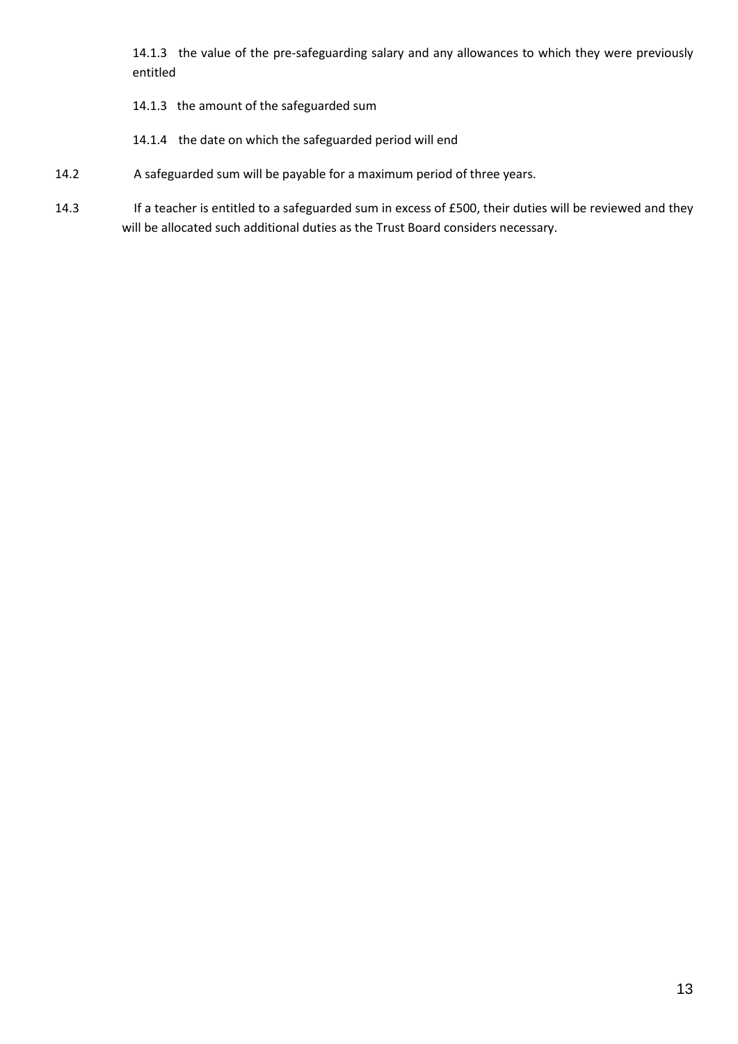14.1.3 the value of the pre-safeguarding salary and any allowances to which they were previously entitled

14.1.3 the amount of the safeguarded sum

14.1.4 the date on which the safeguarded period will end

14.2 A safeguarded sum will be payable for a maximum period of three years.

14.3 If a teacher is entitled to a safeguarded sum in excess of £500, their duties will be reviewed and they will be allocated such additional duties as the Trust Board considers necessary.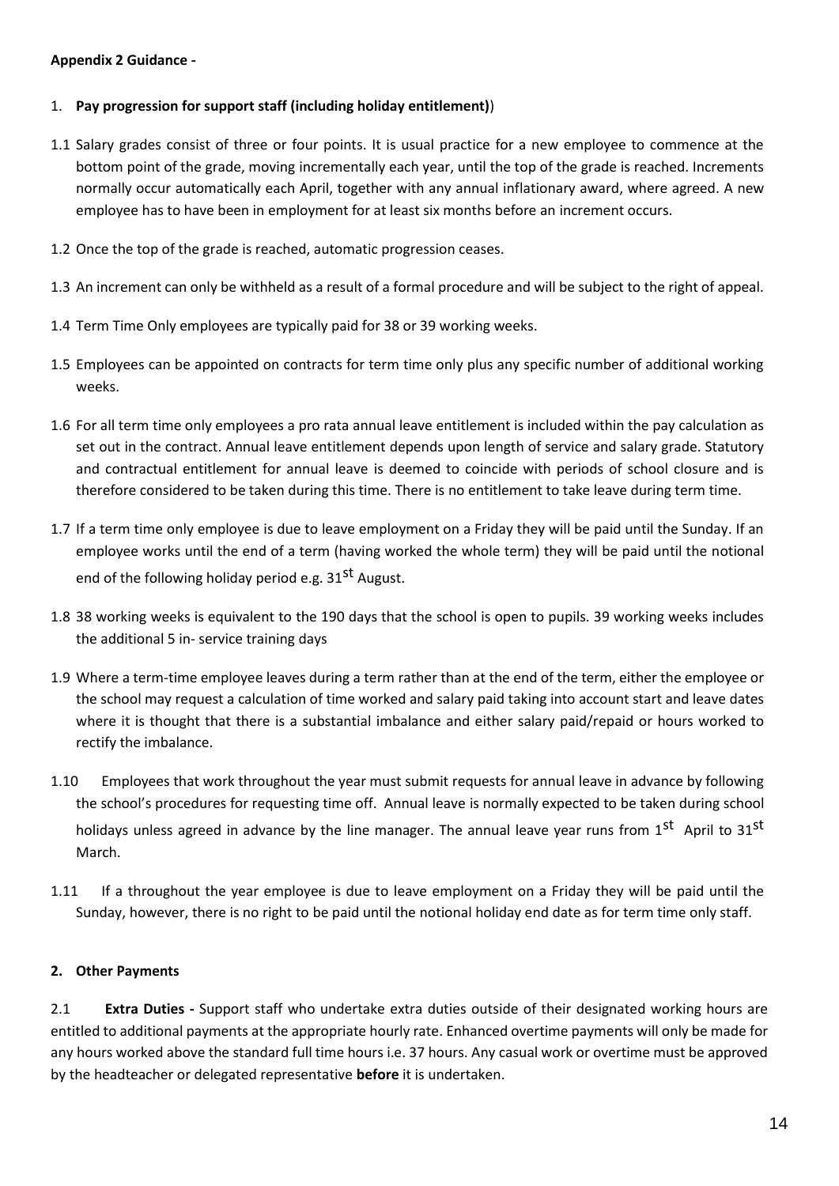**Appendix 2 Guidance -**

1. **Pay progression for support staff (including holiday entitlement)**)

1.1 Salary grades consist of three or four points. It is usual practice for a new employee to commence at the bottom point of the grade, moving incrementally each year, until the top of the grade is reached. Increments normally occur automatically each April, together with any annual inflationary award, where agreed. A new employee has to have been in employment for at least six months before an increment occurs.

1.2 Once the top of the grade is reached, automatic progression ceases.

1.3 An increment can only be withheld as a result of a formal procedure and will be subject to the right of appeal.

1.4 Term Time Only employees are typically paid for 38 or 39 working weeks.

1.5 Employees can be appointed on contracts for term time only plus any specific number of additional working weeks.

1.6 For all term time only employees a pro rata annual leave entitlement is included within the pay calculation as set out in the contract. Annual leave entitlement depends upon length of service and salary grade. Statutory and contractual entitlement for annual leave is deemed to coincide with periods of school closure and is therefore considered to be taken during this time. There is no entitlement to take leave during term time.

1.7 If a term time only employee is due to leave employment on a Friday they will be paid until the Sunday. If an employee works until the end of a term (having worked the whole term) they will be paid until the notional end of the following holiday period e.g. 31st August.

1.8 38 working weeks is equivalent to the 190 days that the school is open to pupils. 39 working weeks includes the additional 5 in- service training days

1.9 Where a term-time employee leaves during a term rather than at the end of the term, either the employee or the school may request a calculation of time worked and salary paid taking into account start and leave dates where it is thought that there is a substantial imbalance and either salary paid/repaid or hours worked to rectify the imbalance.

1.10 Employees that work throughout the year must submit requests for annual leave in advance by following the school's procedures for requesting time off. Annual leave is normally expected to be taken during school holidays unless agreed in advance by the line manager. The annual leave year runs from 1st April to 31st March.

1.11 If a throughout the year employee is due to leave employment on a Friday they will be paid until the Sunday, however, there is no right to be paid until the notional holiday end date as for term time only staff.

**2. Other Payments**

2.1 **Extra Duties -** Support staff who undertake extra duties outside of their designated working hours are entitled to additional payments at the appropriate hourly rate. Enhanced overtime payments will only be made for any hours worked above the standard full time hours i.e. 37 hours. Any casual work or overtime must be approved by the headteacher or delegated representative **before** it is undertaken.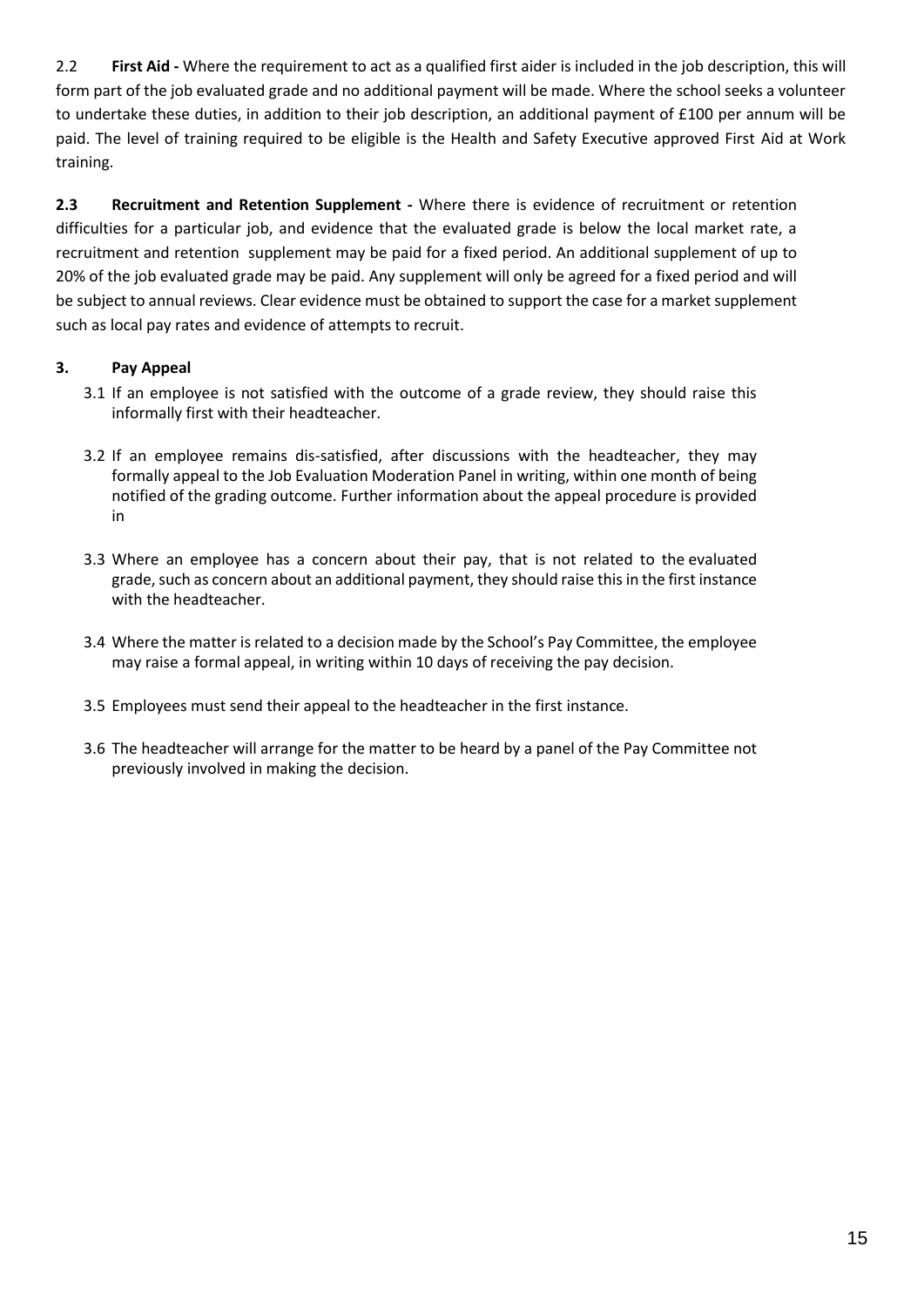2.2 **First Aid -** Where the requirement to act as a qualified first aider is included in the job description, this will form part of the job evaluated grade and no additional payment will be made. Where the school seeks a volunteer to undertake these duties, in addition to their job description, an additional payment of £100 per annum will be paid. The level of training required to be eligible is the Health and Safety Executive approved First Aid at Work training.

**2.3 Recruitment and Retention Supplement -** Where there is evidence of recruitment or retention difficulties for a particular job, and evidence that the evaluated grade is below the local market rate, a recruitment and retention supplement may be paid for a fixed period. An additional supplement of up to 20% of the job evaluated grade may be paid. Any supplement will only be agreed for a fixed period and will be subject to annual reviews. Clear evidence must be obtained to support the case for a market supplement such as local pay rates and evidence of attempts to recruit.

### 3. Pay Appeal

3.1 If an employee is not satisfied with the outcome of a grade review, they should raise this informally first with their headteacher.

3.2 If an employee remains dis-satisfied, after discussions with the headteacher, they may formally appeal to the Job Evaluation Moderation Panel in writing, within one month of being notified of the grading outcome. Further information about the appeal procedure is provided in

3.3 Where an employee has a concern about their pay, that is not related to the evaluated grade, such as concern about an additional payment, they should raise this in the first instance with the headteacher.

3.4 Where the matter is related to a decision made by the School's Pay Committee, the employee may raise a formal appeal, in writing within 10 days of receiving the pay decision.

3.5 Employees must send their appeal to the headteacher in the first instance.

3.6 The headteacher will arrange for the matter to be heard by a panel of the Pay Committee not previously involved in making the decision.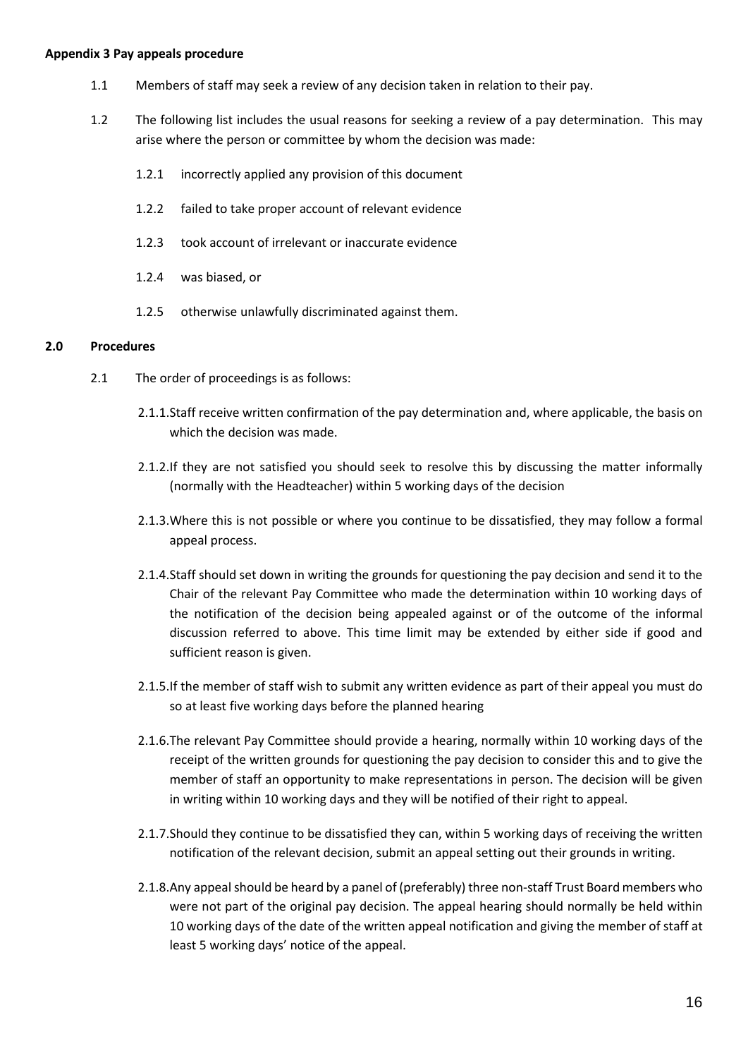**Appendix 3 Pay appeals procedure**

1.1 Members of staff may seek a review of any decision taken in relation to their pay.

1.2 The following list includes the usual reasons for seeking a review of a pay determination. This may arise where the person or committee by whom the decision was made:

- 1.2.1 incorrectly applied any provision of this document
- 1.2.2 failed to take proper account of relevant evidence
- 1.2.3 took account of irrelevant or inaccurate evidence
- 1.2.4 was biased, or
- 1.2.5 otherwise unlawfully discriminated against them.

## 2.0 Procedures

2.1 The order of proceedings is as follows:

- 2.1.1. Staff receive written confirmation of the pay determination and, where applicable, the basis on which the decision was made.
- 2.1.2. If they are not satisfied you should seek to resolve this by discussing the matter informally (normally with the Headteacher) within 5 working days of the decision
- 2.1.3. Where this is not possible or where you continue to be dissatisfied, they may follow a formal appeal process.
- 2.1.4. Staff should set down in writing the grounds for questioning the pay decision and send it to the Chair of the relevant Pay Committee who made the determination within 10 working days of the notification of the decision being appealed against or of the outcome of the informal discussion referred to above. This time limit may be extended by either side if good and sufficient reason is given.
- 2.1.5. If the member of staff wish to submit any written evidence as part of their appeal you must do so at least five working days before the planned hearing
- 2.1.6. The relevant Pay Committee should provide a hearing, normally within 10 working days of the receipt of the written grounds for questioning the pay decision to consider this and to give the member of staff an opportunity to make representations in person. The decision will be given in writing within 10 working days and they will be notified of their right to appeal.
- 2.1.7. Should they continue to be dissatisfied they can, within 5 working days of receiving the written notification of the relevant decision, submit an appeal setting out their grounds in writing.
- 2.1.8. Any appeal should be heard by a panel of (preferably) three non-staff Trust Board members who were not part of the original pay decision. The appeal hearing should normally be held within 10 working days of the date of the written appeal notification and giving the member of staff at least 5 working days' notice of the appeal.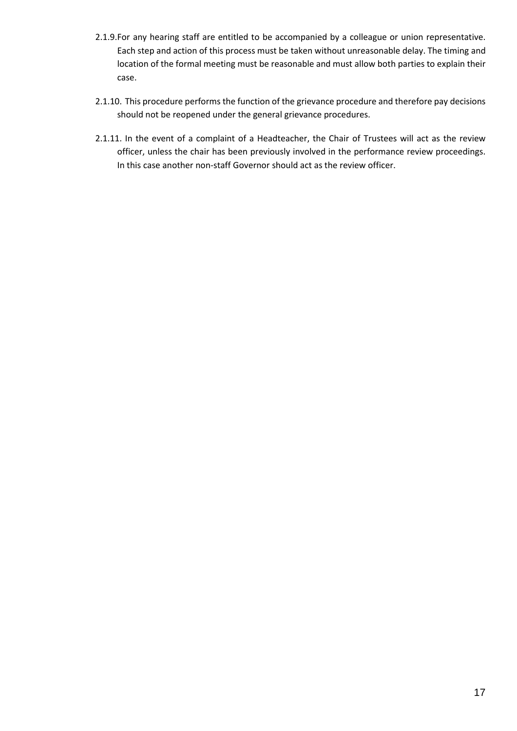2.1.9. For any hearing staff are entitled to be accompanied by a colleague or union representative. Each step and action of this process must be taken without unreasonable delay. The timing and location of the formal meeting must be reasonable and must allow both parties to explain their case.

2.1.10. This procedure performs the function of the grievance procedure and therefore pay decisions should not be reopened under the general grievance procedures.

2.1.11. In the event of a complaint of a Headteacher, the Chair of Trustees will act as the review officer, unless the chair has been previously involved in the performance review proceedings. In this case another non-staff Governor should act as the review officer.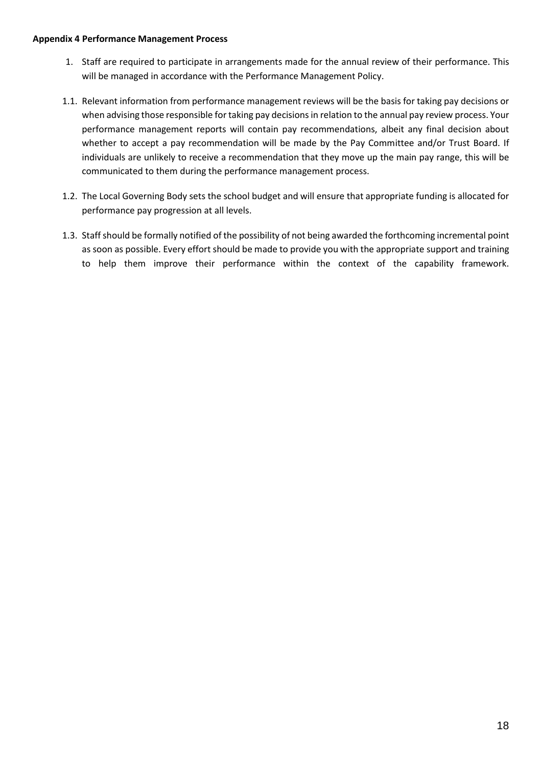**Appendix 4 Performance Management Process**

1. Staff are required to participate in arrangements made for the annual review of their performance. This will be managed in accordance with the Performance Management Policy.

1.1. Relevant information from performance management reviews will be the basis for taking pay decisions or when advising those responsible for taking pay decisions in relation to the annual pay review process. Your performance management reports will contain pay recommendations, albeit any final decision about whether to accept a pay recommendation will be made by the Pay Committee and/or Trust Board. If individuals are unlikely to receive a recommendation that they move up the main pay range, this will be communicated to them during the performance management process.

1.2. The Local Governing Body sets the school budget and will ensure that appropriate funding is allocated for performance pay progression at all levels.

1.3. Staff should be formally notified of the possibility of not being awarded the forthcoming incremental point as soon as possible. Every effort should be made to provide you with the appropriate support and training to help them improve their performance within the context of the capability framework.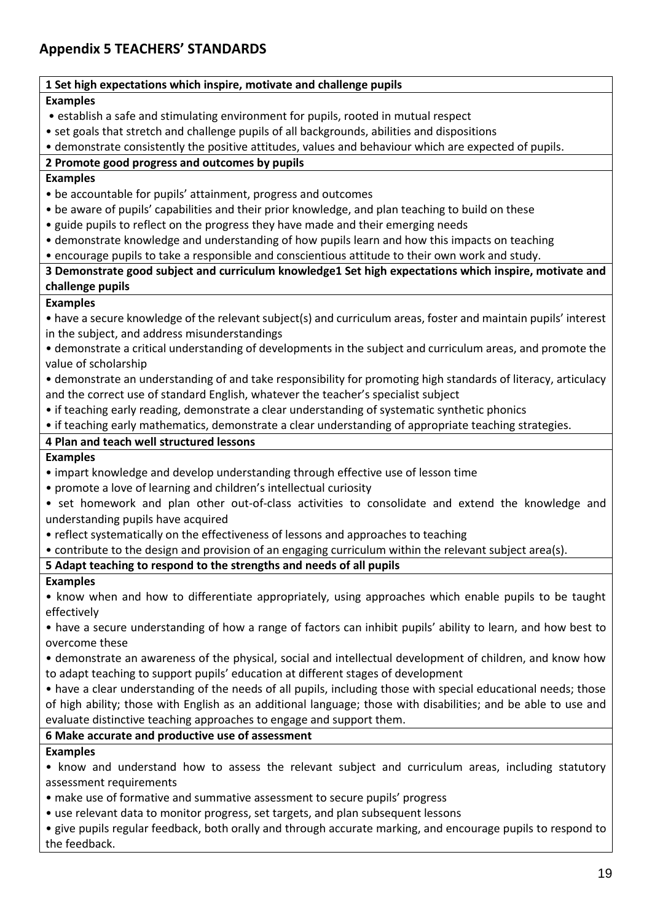## Appendix 5 TEACHERS' STANDARDS

**1 Set high expectations which inspire, motivate and challenge pupils**

**Examples**

- establish a safe and stimulating environment for pupils, rooted in mutual respect
- set goals that stretch and challenge pupils of all backgrounds, abilities and dispositions
- demonstrate consistently the positive attitudes, values and behaviour which are expected of pupils.

**2 Promote good progress and outcomes by pupils**

**Examples**

- be accountable for pupils' attainment, progress and outcomes
- be aware of pupils' capabilities and their prior knowledge, and plan teaching to build on these
- guide pupils to reflect on the progress they have made and their emerging needs
- demonstrate knowledge and understanding of how pupils learn and how this impacts on teaching
- encourage pupils to take a responsible and conscientious attitude to their own work and study.

**3 Demonstrate good subject and curriculum knowledge1 Set high expectations which inspire, motivate and challenge pupils**

**Examples**

- have a secure knowledge of the relevant subject(s) and curriculum areas, foster and maintain pupils' interest in the subject, and address misunderstandings
- demonstrate a critical understanding of developments in the subject and curriculum areas, and promote the value of scholarship
- demonstrate an understanding of and take responsibility for promoting high standards of literacy, articulacy and the correct use of standard English, whatever the teacher's specialist subject
- if teaching early reading, demonstrate a clear understanding of systematic synthetic phonics
- if teaching early mathematics, demonstrate a clear understanding of appropriate teaching strategies.

**4 Plan and teach well structured lessons**

**Examples**

- impart knowledge and develop understanding through effective use of lesson time
- promote a love of learning and children's intellectual curiosity
- set homework and plan other out-of-class activities to consolidate and extend the knowledge and understanding pupils have acquired
- reflect systematically on the effectiveness of lessons and approaches to teaching
- contribute to the design and provision of an engaging curriculum within the relevant subject area(s).

**5 Adapt teaching to respond to the strengths and needs of all pupils**

**Examples**

- know when and how to differentiate appropriately, using approaches which enable pupils to be taught effectively
- have a secure understanding of how a range of factors can inhibit pupils' ability to learn, and how best to overcome these
- demonstrate an awareness of the physical, social and intellectual development of children, and know how to adapt teaching to support pupils' education at different stages of development
- have a clear understanding of the needs of all pupils, including those with special educational needs; those of high ability; those with English as an additional language; those with disabilities; and be able to use and evaluate distinctive teaching approaches to engage and support them.

**6 Make accurate and productive use of assessment**

**Examples**

- know and understand how to assess the relevant subject and curriculum areas, including statutory assessment requirements
- make use of formative and summative assessment to secure pupils' progress
- use relevant data to monitor progress, set targets, and plan subsequent lessons
- give pupils regular feedback, both orally and through accurate marking, and encourage pupils to respond to the feedback.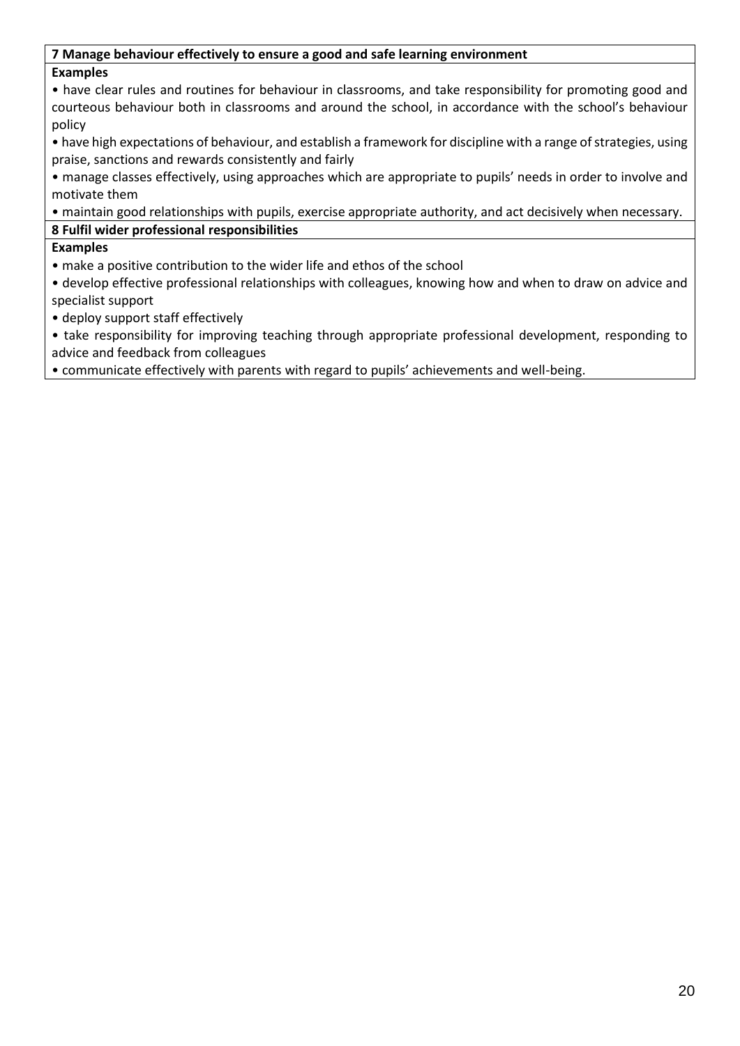**7 Manage behaviour effectively to ensure a good and safe learning environment**

**Examples**

- have clear rules and routines for behaviour in classrooms, and take responsibility for promoting good and courteous behaviour both in classrooms and around the school, in accordance with the school's behaviour policy
- have high expectations of behaviour, and establish a framework for discipline with a range of strategies, using praise, sanctions and rewards consistently and fairly
- manage classes effectively, using approaches which are appropriate to pupils' needs in order to involve and motivate them
- maintain good relationships with pupils, exercise appropriate authority, and act decisively when necessary.

**8 Fulfil wider professional responsibilities**

**Examples**

- make a positive contribution to the wider life and ethos of the school
- develop effective professional relationships with colleagues, knowing how and when to draw on advice and specialist support
- deploy support staff effectively
- take responsibility for improving teaching through appropriate professional development, responding to advice and feedback from colleagues
- communicate effectively with parents with regard to pupils' achievements and well-being.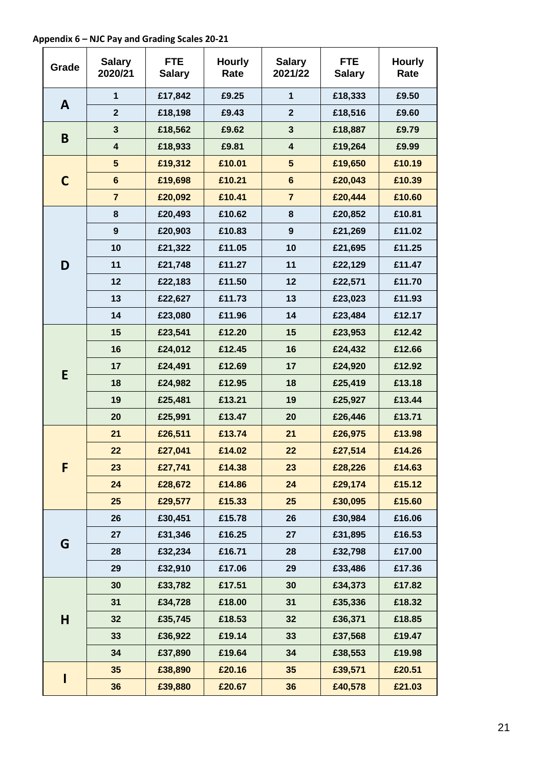**Appendix 6 – NJC Pay and Grading Scales 20-21**

| Grade | Salary 2020/21 | FTE Salary | Hourly Rate | Salary 2021/22 | FTE Salary | Hourly Rate |
|---|---|---|---|---|---|---|
| A | 1 | £17,842 | £9.25 | 1 | £18,333 | £9.50 |
| | 2 | £18,198 | £9.43 | 2 | £18,516 | £9.60 |
| B | 3 | £18,562 | £9.62 | 3 | £18,887 | £9.79 |
| | 4 | £18,933 | £9.81 | 4 | £19,264 | £9.99 |
| C | 5 | £19,312 | £10.01 | 5 | £19,650 | £10.19 |
| | 6 | £19,698 | £10.21 | 6 | £20,043 | £10.39 |
| | 7 | £20,092 | £10.41 | 7 | £20,444 | £10.60 |
| D | 8 | £20,493 | £10.62 | 8 | £20,852 | £10.81 |
| | 9 | £20,903 | £10.83 | 9 | £21,269 | £11.02 |
| | 10 | £21,322 | £11.05 | 10 | £21,695 | £11.25 |
| | 11 | £21,748 | £11.27 | 11 | £22,129 | £11.47 |
| | 12 | £22,183 | £11.50 | 12 | £22,571 | £11.70 |
| | 13 | £22,627 | £11.73 | 13 | £23,023 | £11.93 |
| | 14 | £23,080 | £11.96 | 14 | £23,484 | £12.17 |
| E | 15 | £23,541 | £12.20 | 15 | £23,953 | £12.42 |
| | 16 | £24,012 | £12.45 | 16 | £24,432 | £12.66 |
| | 17 | £24,491 | £12.69 | 17 | £24,920 | £12.92 |
| | 18 | £24,982 | £12.95 | 18 | £25,419 | £13.18 |
| | 19 | £25,481 | £13.21 | 19 | £25,927 | £13.44 |
| | 20 | £25,991 | £13.47 | 20 | £26,446 | £13.71 |
| F | 21 | £26,511 | £13.74 | 21 | £26,975 | £13.98 |
| | 22 | £27,041 | £14.02 | 22 | £27,514 | £14.26 |
| | 23 | £27,741 | £14.38 | 23 | £28,226 | £14.63 |
| | 24 | £28,672 | £14.86 | 24 | £29,174 | £15.12 |
| | 25 | £29,577 | £15.33 | 25 | £30,095 | £15.60 |
| G | 26 | £30,451 | £15.78 | 26 | £30,984 | £16.06 |
| | 27 | £31,346 | £16.25 | 27 | £31,895 | £16.53 |
| | 28 | £32,234 | £16.71 | 28 | £32,798 | £17.00 |
| | 29 | £32,910 | £17.06 | 29 | £33,486 | £17.36 |
| H | 30 | £33,782 | £17.51 | 30 | £34,373 | £17.82 |
| | 31 | £34,728 | £18.00 | 31 | £35,336 | £18.32 |
| | 32 | £35,745 | £18.53 | 32 | £36,371 | £18.85 |
| | 33 | £36,922 | £19.14 | 33 | £37,568 | £19.47 |
| | 34 | £37,890 | £19.64 | 34 | £38,553 | £19.98 |
| I | 35 | £38,890 | £20.16 | 35 | £39,571 | £20.51 |
| | 36 | £39,880 | £20.67 | 36 | £40,578 | £21.03 |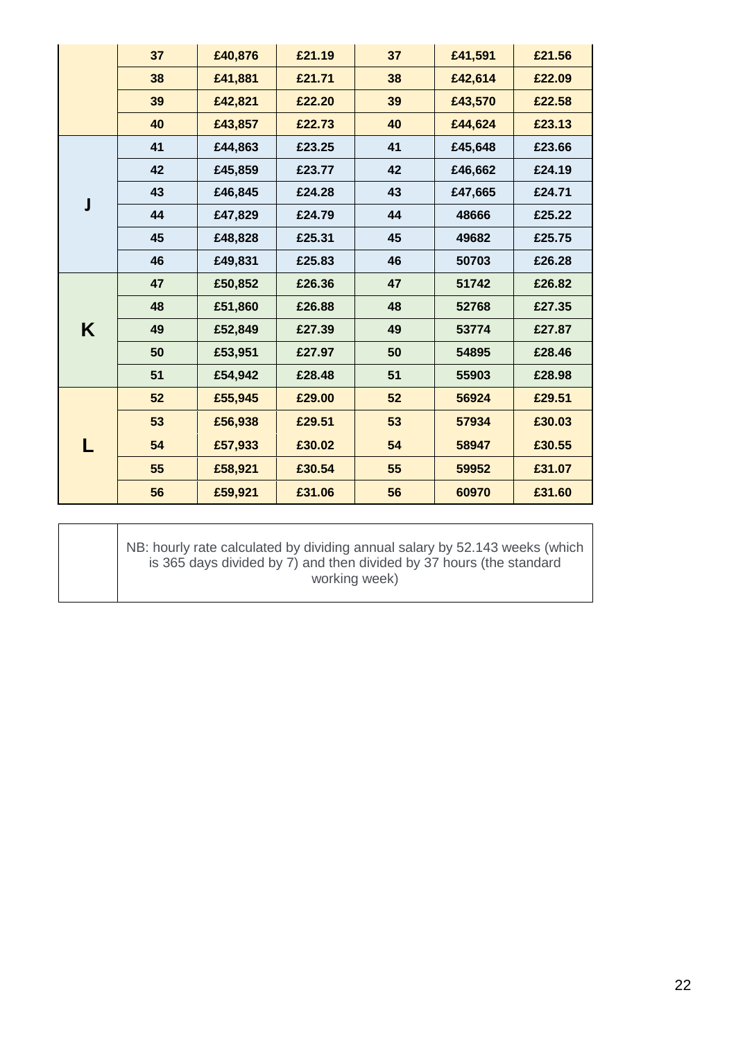| | | | | | | |
|---|---|---|---|---|---|---|
| | 37 | £40,876 | £21.19 | 37 | £41,591 | £21.56 |
| | 38 | £41,881 | £21.71 | 38 | £42,614 | £22.09 |
| | 39 | £42,821 | £22.20 | 39 | £43,570 | £22.58 |
| | 40 | £43,857 | £22.73 | 40 | £44,624 | £23.13 |
| J | 41 | £44,863 | £23.25 | 41 | £45,648 | £23.66 |
| | 42 | £45,859 | £23.77 | 42 | £46,662 | £24.19 |
| | 43 | £46,845 | £24.28 | 43 | £47,665 | £24.71 |
| | 44 | £47,829 | £24.79 | 44 | 48666 | £25.22 |
| | 45 | £48,828 | £25.31 | 45 | 49682 | £25.75 |
| | 46 | £49,831 | £25.83 | 46 | 50703 | £26.28 |
| K | 47 | £50,852 | £26.36 | 47 | 51742 | £26.82 |
| | 48 | £51,860 | £26.88 | 48 | 52768 | £27.35 |
| | 49 | £52,849 | £27.39 | 49 | 53774 | £27.87 |
| | 50 | £53,951 | £27.97 | 50 | 54895 | £28.46 |
| | 51 | £54,942 | £28.48 | 51 | 55903 | £28.98 |
| L | 52 | £55,945 | £29.00 | 52 | 56924 | £29.51 |
| | 53 | £56,938 | £29.51 | 53 | 57934 | £30.03 |
| | 54 | £57,933 | £30.02 | 54 | 58947 | £30.55 |
| | 55 | £58,921 | £30.54 | 55 | 59952 | £31.07 |
| | 56 | £59,921 | £31.06 | 56 | 60970 | £31.60 |

| | |
|---|---|
| | NB: hourly rate calculated by dividing annual salary by 52.143 weeks (which is 365 days divided by 7) and then divided by 37 hours (the standard working week) |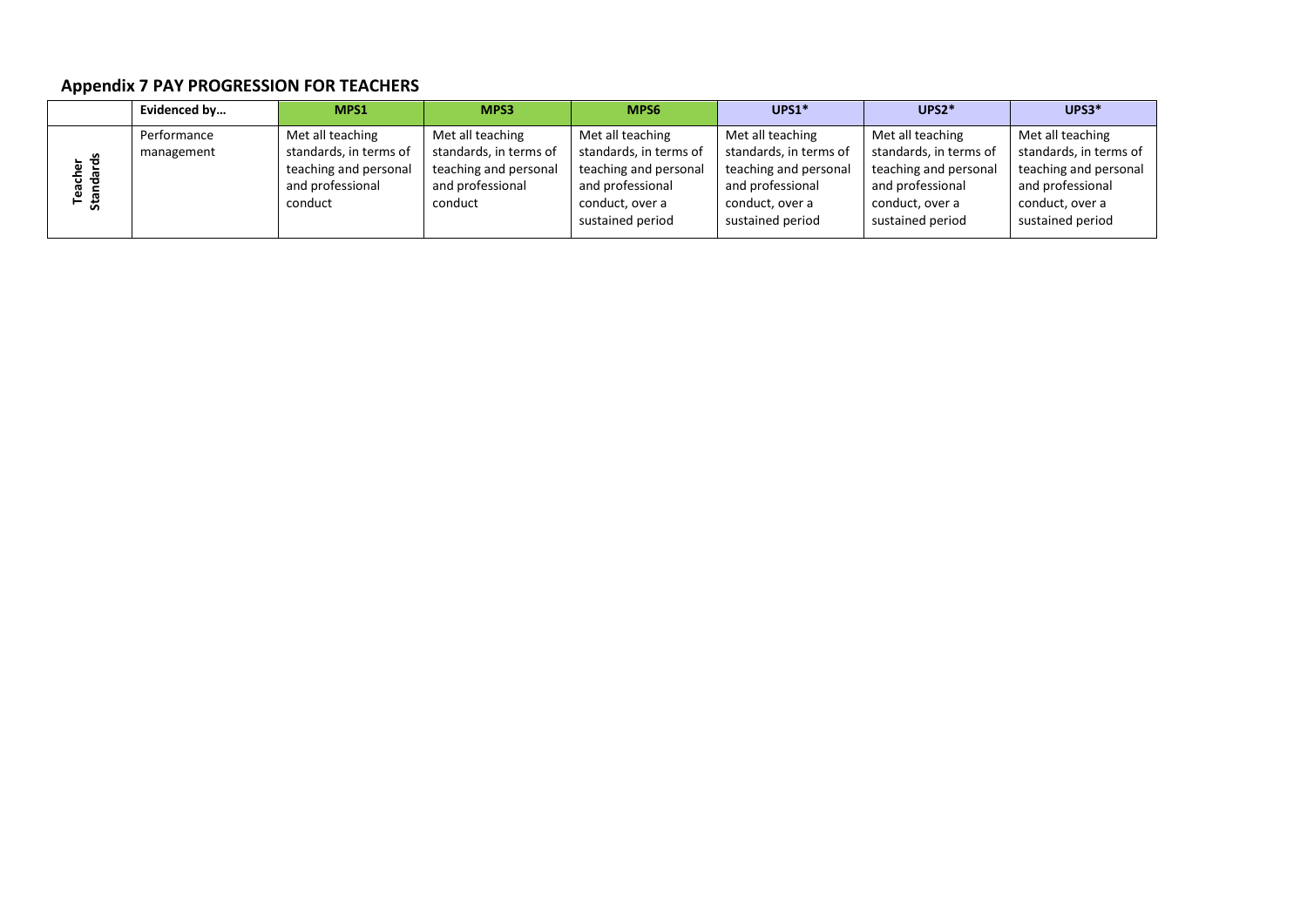## Appendix 7 PAY PROGRESSION FOR TEACHERS

| | Evidenced by… | MPS1 | MPS3 | MPS6 | UPS1* | UPS2* | UPS3* |
|---|---|---|---|---|---|---|---|
| Teacher Standards | Performance management | Met all teaching standards, in terms of teaching and personal and professional conduct | Met all teaching standards, in terms of teaching and personal and professional conduct | Met all teaching standards, in terms of teaching and personal and professional conduct, over a sustained period | Met all teaching standards, in terms of teaching and personal and professional conduct, over a sustained period | Met all teaching standards, in terms of teaching and personal and professional conduct, over a sustained period | Met all teaching standards, in terms of teaching and personal and professional conduct, over a sustained period |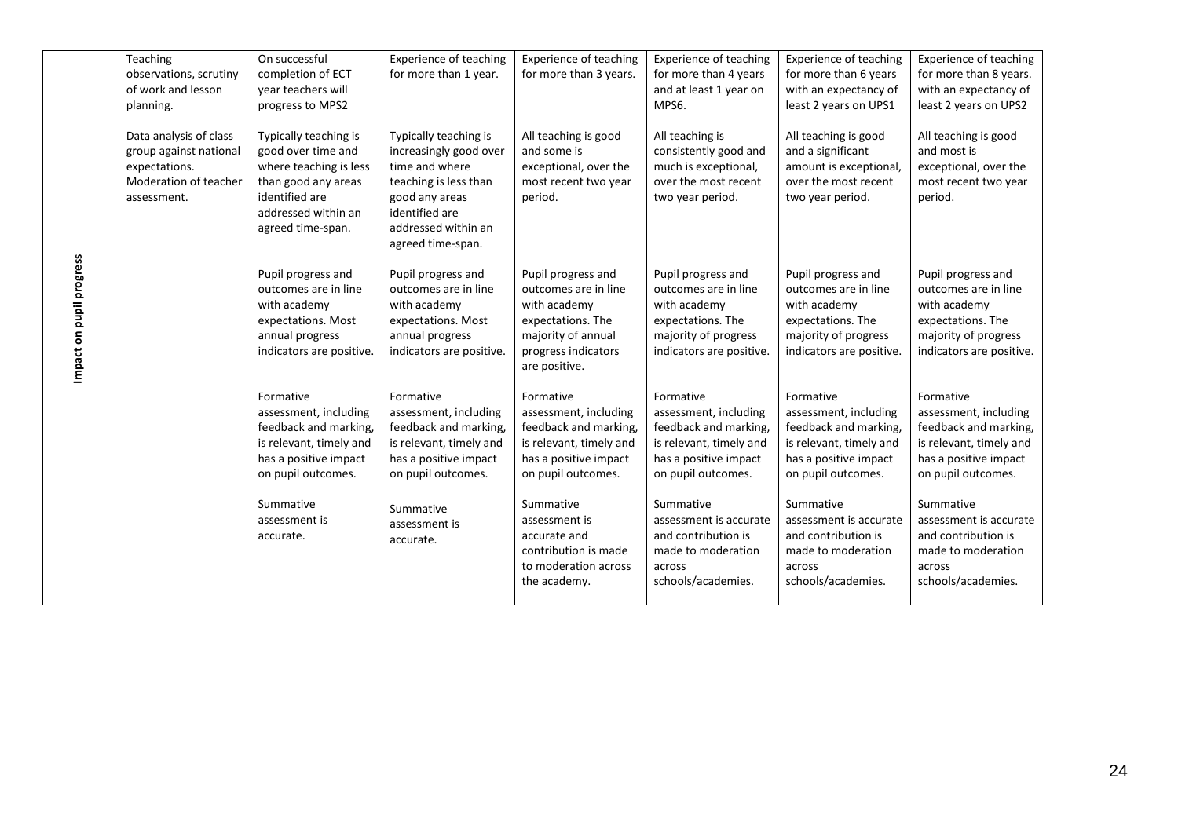| Impact on pupil progress | Teaching observations, scrutiny of work and lesson planning.<br><br>Data analysis of class group against national expectations. Moderation of teacher assessment. | On successful completion of ECT year teachers will progress to MPS2<br><br>Typically teaching is good over time and where teaching is less than good any areas identified are addressed within an agreed time-span.<br><br>Pupil progress and outcomes are in line with academy expectations. Most annual progress indicators are positive.<br><br>Formative assessment, including feedback and marking, is relevant, timely and has a positive impact on pupil outcomes.<br><br>Summative assessment is accurate. | Experience of teaching for more than 1 year.<br><br>Typically teaching is increasingly good over time and where teaching is less than good any areas identified are addressed within an agreed time-span.<br><br>Pupil progress and outcomes are in line with academy expectations. Most annual progress indicators are positive.<br><br>Formative assessment, including feedback and marking, is relevant, timely and has a positive impact on pupil outcomes.<br><br>Summative assessment is accurate. | Experience of teaching for more than 3 years.<br><br>All teaching is good and some is exceptional, over the most recent two year period.<br><br>Pupil progress and outcomes are in line with academy expectations. The majority of annual progress indicators are positive.<br><br>Formative assessment, including feedback and marking, is relevant, timely and has a positive impact on pupil outcomes.<br><br>Summative assessment is accurate and contribution is made to moderation across the academy. | Experience of teaching for more than 4 years and at least 1 year on MPS6.<br><br>All teaching is consistently good and much is exceptional, over the most recent two year period.<br><br>Pupil progress and outcomes are in line with academy expectations. The majority of progress indicators are positive.<br><br>Formative assessment, including feedback and marking, is relevant, timely and has a positive impact on pupil outcomes.<br><br>Summative assessment is accurate and contribution is made to moderation across schools/academies. | Experience of teaching for more than 6 years with an expectancy of least 2 years on UPS1<br><br>All teaching is good and a significant amount is exceptional, over the most recent two year period.<br><br>Pupil progress and outcomes are in line with academy expectations. The majority of progress indicators are positive.<br><br>Formative assessment, including feedback and marking, is relevant, timely and has a positive impact on pupil outcomes.<br><br>Summative assessment is accurate and contribution is made to moderation across schools/academies. | Experience of teaching for more than 8 years. with an expectancy of least 2 years on UPS2<br><br>All teaching is good and most is exceptional, over the most recent two year period.<br><br>Pupil progress and outcomes are in line with academy expectations. The majority of progress indicators are positive.<br><br>Formative assessment, including feedback and marking, is relevant, timely and has a positive impact on pupil outcomes.<br><br>Summative assessment is accurate and contribution is made to moderation across schools/academies. |
|---|---|---|---|---|---|---|---|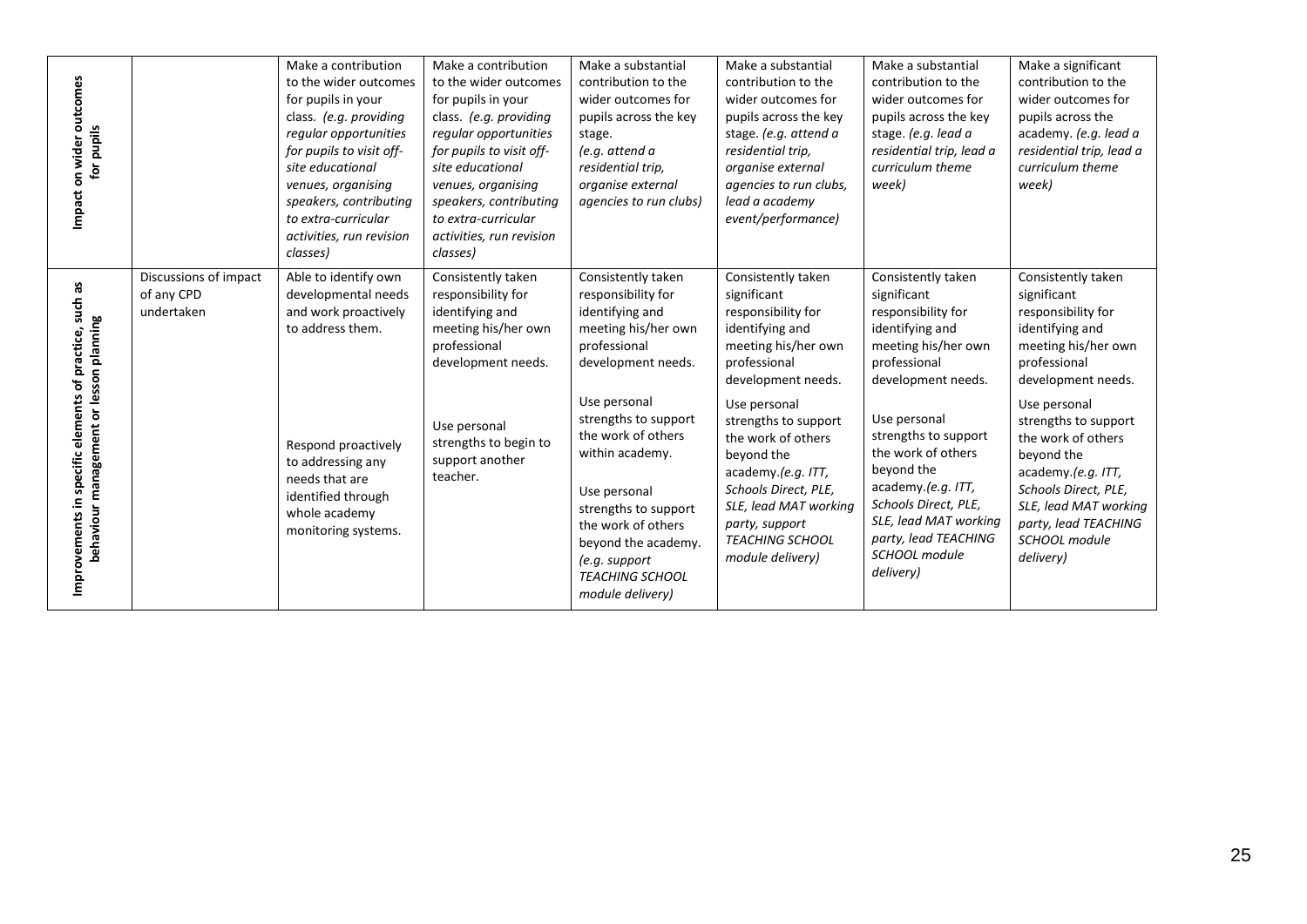| Impact on wider outcomes for pupils | | Make a contribution to the wider outcomes for pupils in your class. *(e.g. providing regular opportunities for pupils to visit off-site educational venues, organising speakers, contributing to extra-curricular activities, run revision classes)* | Make a contribution to the wider outcomes for pupils in your class. *(e.g. providing regular opportunities for pupils to visit off-site educational venues, organising speakers, contributing to extra-curricular activities, run revision classes)* | Make a substantial contribution to the wider outcomes for pupils across the key stage. *(e.g. attend a residential trip, organise external agencies to run clubs)* | Make a substantial contribution to the wider outcomes for pupils across the key stage. *(e.g. attend a residential trip, organise external agencies to run clubs, lead a academy event/performance)* | Make a substantial contribution to the wider outcomes for pupils across the key stage. *(e.g. lead a residential trip, lead a curriculum theme week)* | Make a significant contribution to the wider outcomes for pupils across the academy. *(e.g. lead a residential trip, lead a curriculum theme week)* |
|---|---|---|---|---|---|---|---|
| Improvements in specific elements of practice, such as behaviour management or lesson planning | Discussions of impact of any CPD undertaken | Able to identify own developmental needs and work proactively to address them.<br><br>Respond proactively to addressing any needs that are identified through whole academy monitoring systems. | Consistently taken responsibility for identifying and meeting his/her own professional development needs.<br><br>Use personal strengths to begin to support another teacher. | Consistently taken responsibility for identifying and meeting his/her own professional development needs.<br><br>Use personal strengths to support the work of others within academy.<br><br>Use personal strengths to support the work of others beyond the academy. *(e.g. support TEACHING SCHOOL module delivery)* | Consistently taken significant responsibility for identifying and meeting his/her own professional development needs.<br><br>Use personal strengths to support the work of others beyond the academy.*(e.g. ITT, Schools Direct, PLE, SLE, lead MAT working party, support TEACHING SCHOOL module delivery)* | Consistently taken significant responsibility for identifying and meeting his/her own professional development needs.<br><br>Use personal strengths to support the work of others beyond the academy.*(e.g. ITT, Schools Direct, PLE, SLE, lead MAT working party, lead TEACHING SCHOOL module delivery)* | Consistently taken significant responsibility for identifying and meeting his/her own professional development needs.<br><br>Use personal strengths to support the work of others beyond the academy.*(e.g. ITT, Schools Direct, PLE, SLE, lead MAT working party, lead TEACHING SCHOOL module delivery)* |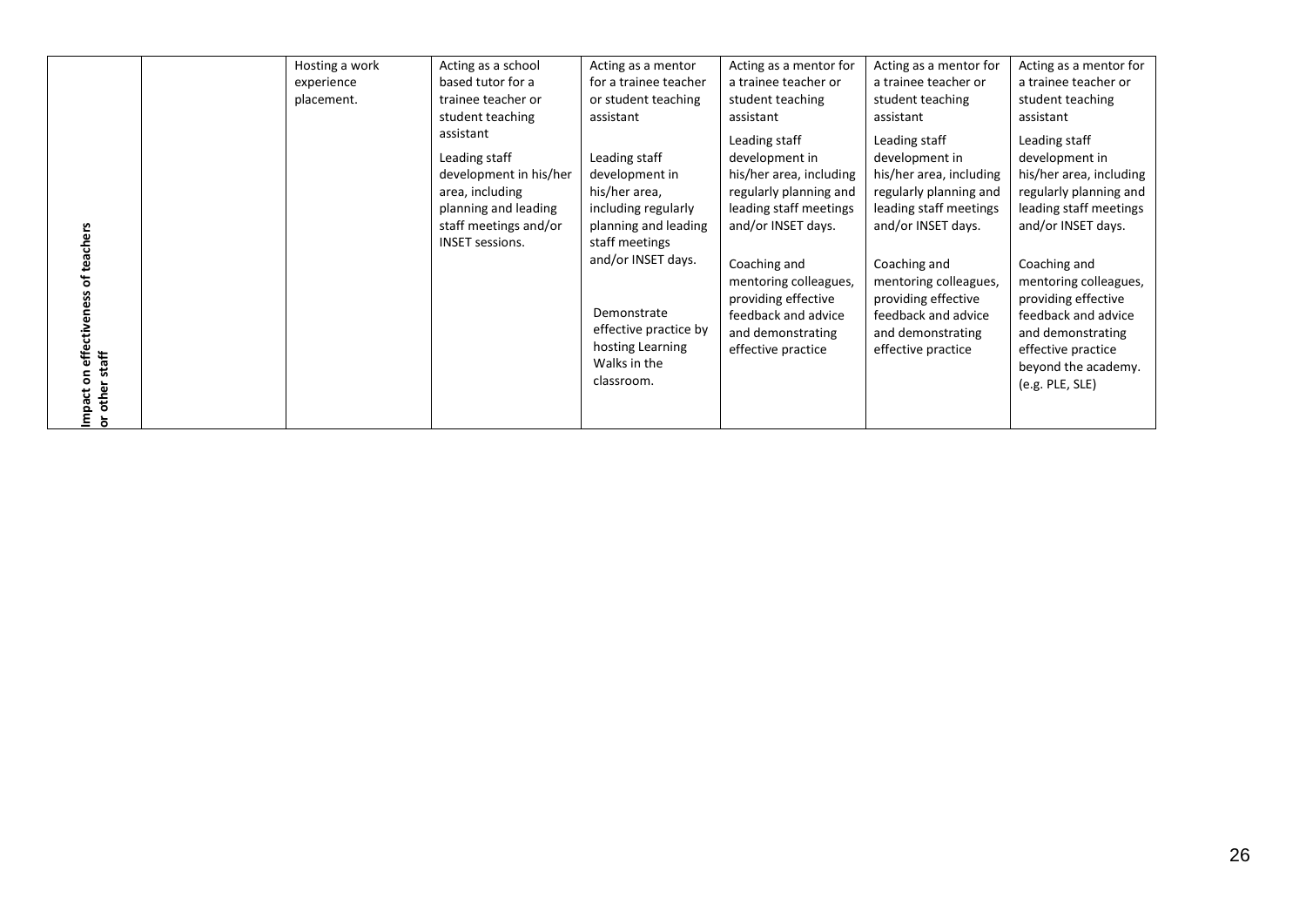| Impact on effectiveness of teachers or other staff | | Hosting a work experience placement. | Acting as a school based tutor for a trainee teacher or student teaching assistant<br><br>Leading staff development in his/her area, including planning and leading staff meetings and/or INSET sessions. | Acting as a mentor for a trainee teacher or student teaching assistant<br><br>Leading staff development in his/her area, including regularly planning and leading staff meetings and/or INSET days.<br><br>Demonstrate effective practice by hosting Learning Walks in the classroom. | Acting as a mentor for a trainee teacher or student teaching assistant<br><br>Leading staff development in his/her area, including regularly planning and leading staff meetings and/or INSET days.<br><br>Coaching and mentoring colleagues, providing effective feedback and advice and demonstrating effective practice | Acting as a mentor for a trainee teacher or student teaching assistant<br><br>Leading staff development in his/her area, including regularly planning and leading staff meetings and/or INSET days.<br><br>Coaching and mentoring colleagues, providing effective feedback and advice and demonstrating effective practice | Acting as a mentor for a trainee teacher or student teaching assistant<br><br>Leading staff development in his/her area, including regularly planning and leading staff meetings and/or INSET days.<br><br>Coaching and mentoring colleagues, providing effective feedback and advice and demonstrating effective practice beyond the academy. (e.g. PLE, SLE) |
|---|---|---|---|---|---|---|---|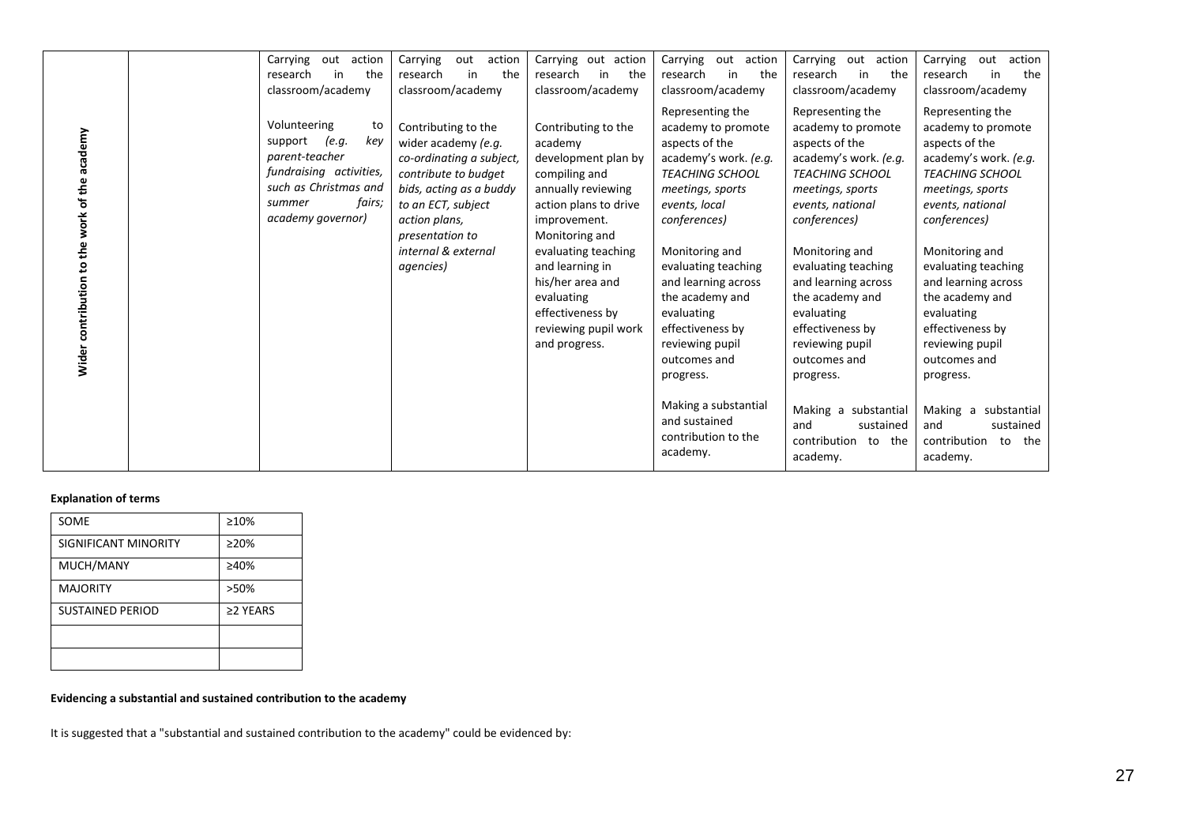| Wider contribution to the work of the academy | | Carrying out action research in the classroom/academy<br><br>Volunteering to support *(e.g. key parent-teacher fundraising activities, such as Christmas and summer fairs; academy governor)* | Carrying out action research in the classroom/academy<br><br>Contributing to the wider academy *(e.g. co-ordinating a subject, contribute to budget bids, acting as a buddy to an ECT, subject action plans, presentation to internal & external agencies)* | Carrying out action research in the classroom/academy<br><br>Contributing to the academy development plan by compiling and annually reviewing action plans to drive improvement.<br>Monitoring and evaluating teaching and learning in his/her area and evaluating effectiveness by reviewing pupil work and progress. | Carrying out action research in the classroom/academy<br><br>Representing the academy to promote aspects of the academy's work. *(e.g. TEACHING SCHOOL meetings, sports events, local conferences)*<br><br>Monitoring and evaluating teaching and learning across the academy and evaluating effectiveness by reviewing pupil outcomes and progress.<br><br>Making a substantial and sustained contribution to the academy. | Carrying out action research in the classroom/academy<br><br>Representing the academy to promote aspects of the academy's work. *(e.g. TEACHING SCHOOL meetings, sports events, national conferences)*<br><br>Monitoring and evaluating teaching and learning across the academy and evaluating effectiveness by reviewing pupil outcomes and progress.<br><br>Making a substantial and sustained contribution to the academy. | Carrying out action research in the classroom/academy<br><br>Representing the academy to promote aspects of the academy's work. *(e.g. TEACHING SCHOOL meetings, sports events, national conferences)*<br><br>Monitoring and evaluating teaching and learning across the academy and evaluating effectiveness by reviewing pupil outcomes and progress.<br><br>Making a substantial and sustained contribution to the academy. |
|---|---|---|---|---|---|---|---|

**Explanation of terms**

| SOME | ≥10% |
|---|---|
| SIGNIFICANT MINORITY | ≥20% |
| MUCH/MANY | ≥40% |
| MAJORITY | >50% |
| SUSTAINED PERIOD | ≥2 YEARS |
| | |
| | |

**Evidencing a substantial and sustained contribution to the academy**

It is suggested that a "substantial and sustained contribution to the academy" could be evidenced by: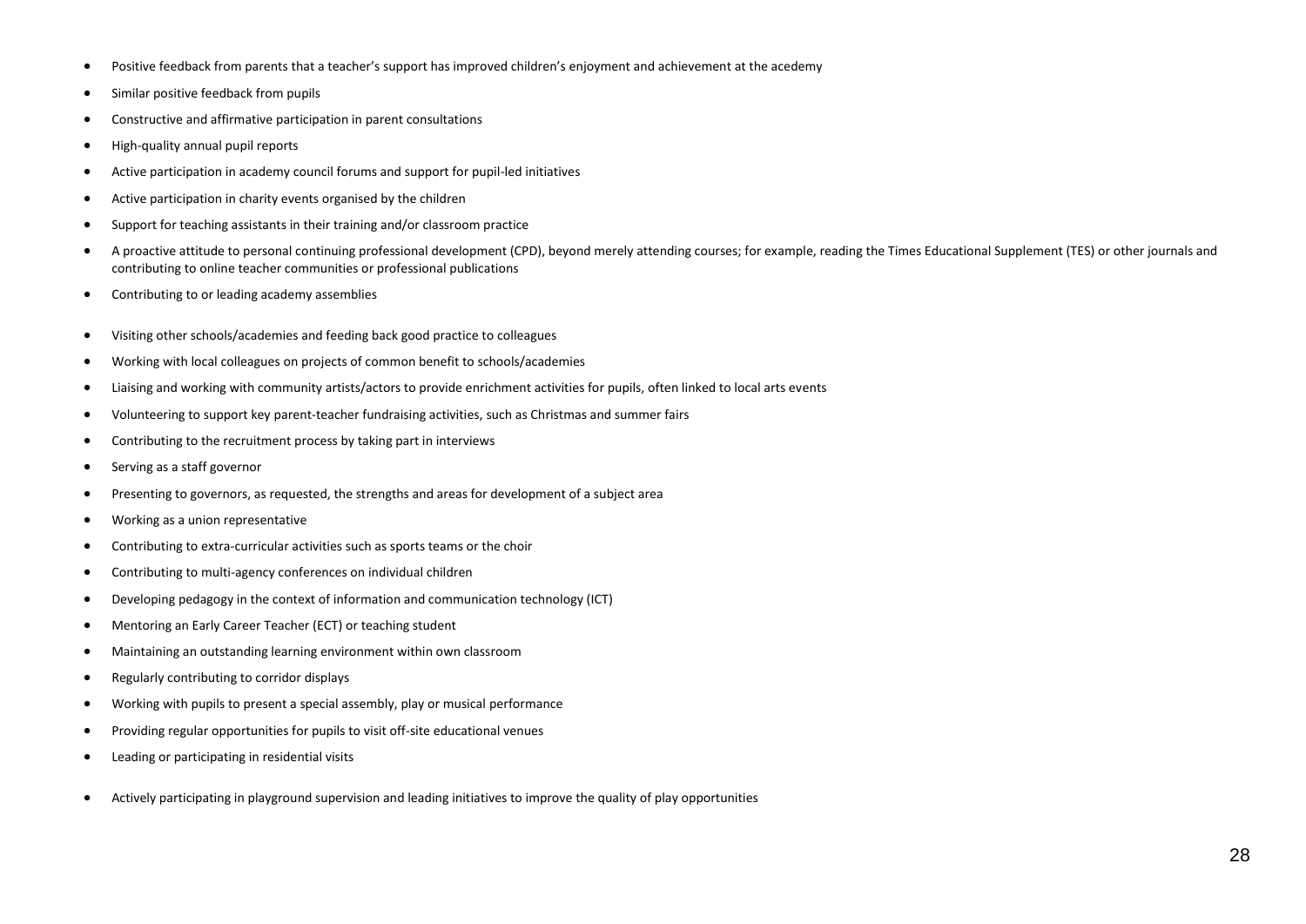- Positive feedback from parents that a teacher's support has improved children's enjoyment and achievement at the acedemy
- Similar positive feedback from pupils
- Constructive and affirmative participation in parent consultations
- High-quality annual pupil reports
- Active participation in academy council forums and support for pupil-led initiatives
- Active participation in charity events organised by the children
- Support for teaching assistants in their training and/or classroom practice
- A proactive attitude to personal continuing professional development (CPD), beyond merely attending courses; for example, reading the Times Educational Supplement (TES) or other journals and contributing to online teacher communities or professional publications
- Contributing to or leading academy assemblies
- Visiting other schools/academies and feeding back good practice to colleagues
- Working with local colleagues on projects of common benefit to schools/academies
- Liaising and working with community artists/actors to provide enrichment activities for pupils, often linked to local arts events
- Volunteering to support key parent-teacher fundraising activities, such as Christmas and summer fairs
- Contributing to the recruitment process by taking part in interviews
- Serving as a staff governor
- Presenting to governors, as requested, the strengths and areas for development of a subject area
- Working as a union representative
- Contributing to extra-curricular activities such as sports teams or the choir
- Contributing to multi-agency conferences on individual children
- Developing pedagogy in the context of information and communication technology (ICT)
- Mentoring an Early Career Teacher (ECT) or teaching student
- Maintaining an outstanding learning environment within own classroom
- Regularly contributing to corridor displays
- Working with pupils to present a special assembly, play or musical performance
- Providing regular opportunities for pupils to visit off-site educational venues
- Leading or participating in residential visits
- Actively participating in playground supervision and leading initiatives to improve the quality of play opportunities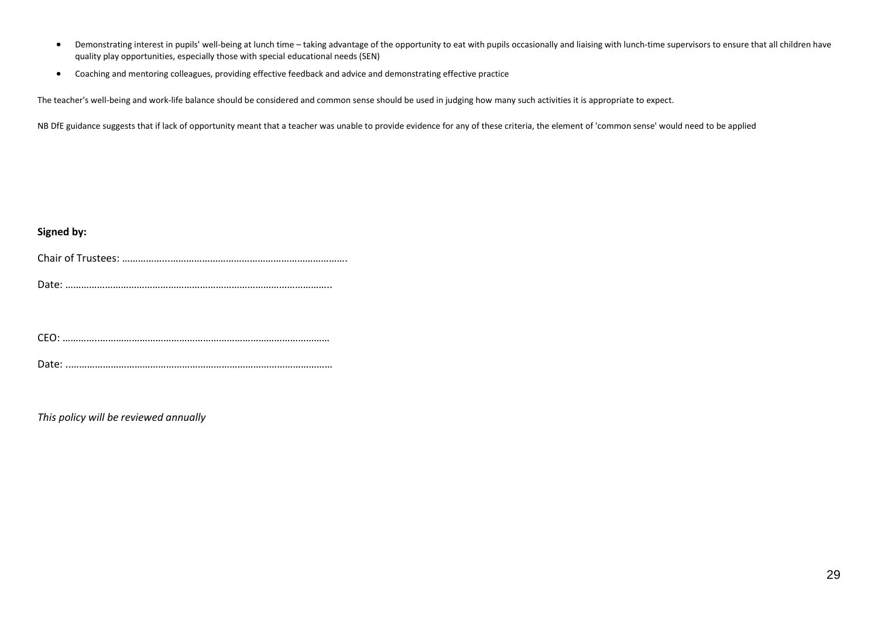- Demonstrating interest in pupils' well-being at lunch time – taking advantage of the opportunity to eat with pupils occasionally and liaising with lunch-time supervisors to ensure that all children have quality play opportunities, especially those with special educational needs (SEN)
- Coaching and mentoring colleagues, providing effective feedback and advice and demonstrating effective practice

The teacher's well-being and work-life balance should be considered and common sense should be used in judging how many such activities it is appropriate to expect.

NB DfE guidance suggests that if lack of opportunity meant that a teacher was unable to provide evidence for any of these criteria, the element of 'common sense' would need to be applied

**Signed by:**

Chair of Trustees: ………………..………………………………………………………….

Date: ………………………………………………………………………………………..

CEO: ………………………………………………………………………………………

Date: ………………………………………………………………………………………

*This policy will be reviewed annually*